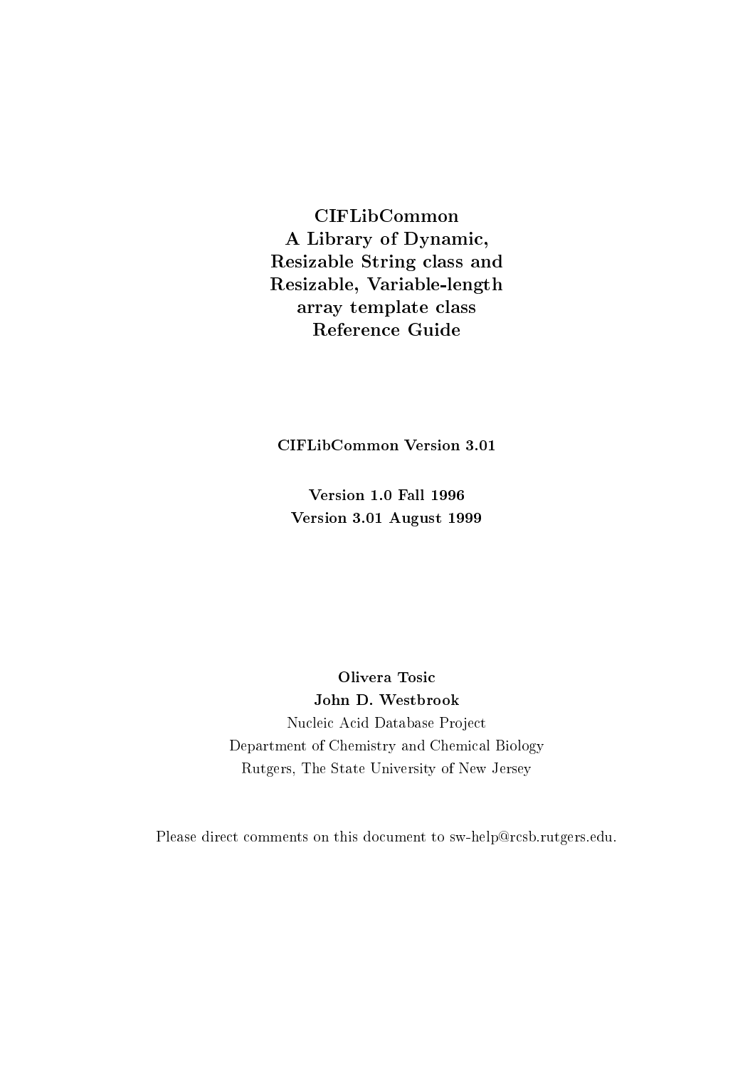# CIFLibCommon
# A Library of Dynamic, Resizable String class and Resizable, Variable-length array template class
# Reference Guide

**CIFLibCommon Version 3.01**

**Version 1.0 Fall 1996**
**Version 3.01 August 1999**

**Olivera Tosic**
**John D. Westbrook**
Nucleic Acid Database Project
Department of Chemistry and Chemical Biology
Rutgers, The State University of New Jersey

Please direct comments on this document to sw-help@rcsb.rutgers.edu.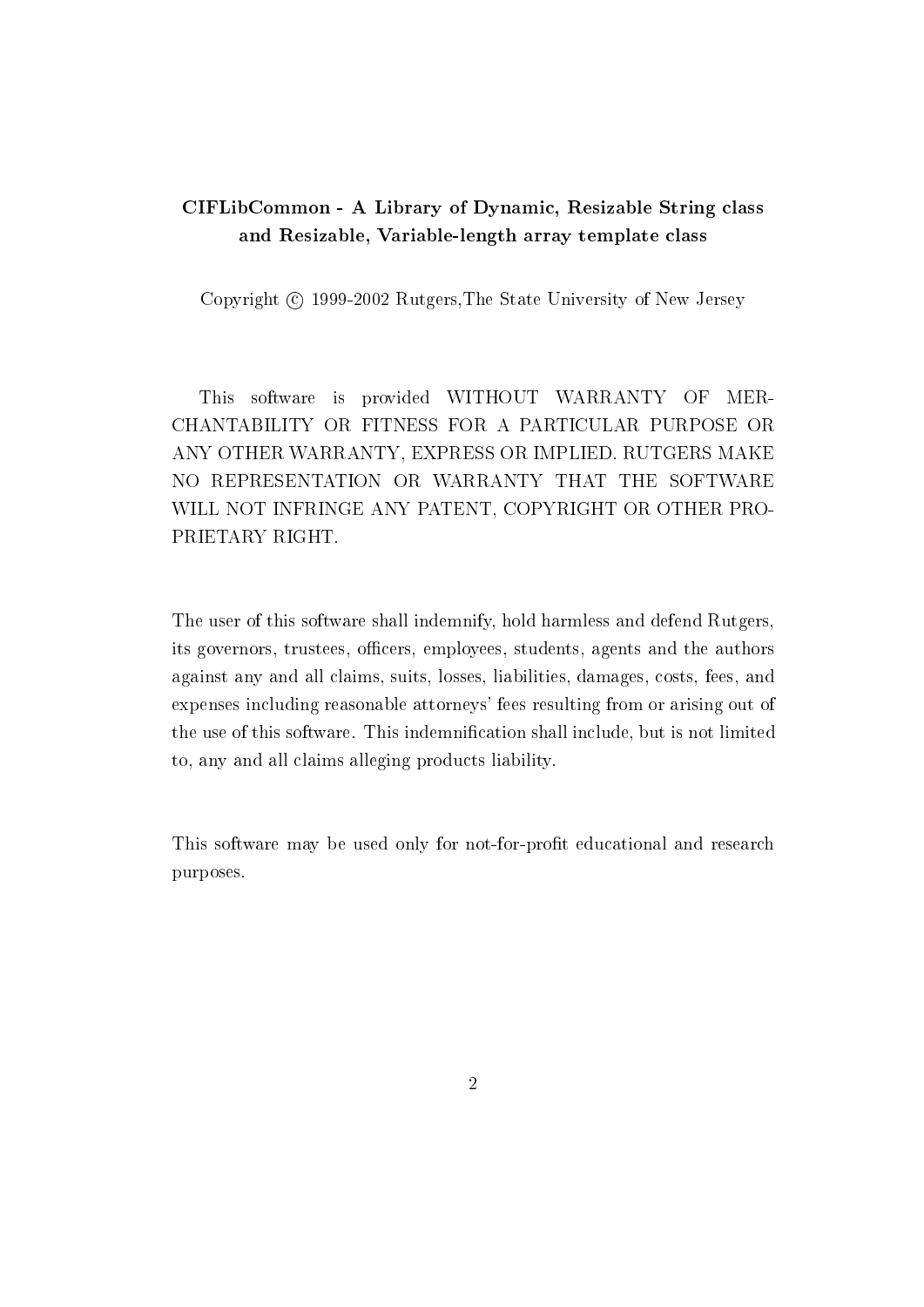**CIFLibCommon - A Library of Dynamic, Resizable String class and Resizable, Variable-length array template class**

Copyright © 1999-2002 Rutgers,The State University of New Jersey

This software is provided WITHOUT WARRANTY OF MERCHANTABILITY OR FITNESS FOR A PARTICULAR PURPOSE OR ANY OTHER WARRANTY, EXPRESS OR IMPLIED. RUTGERS MAKE NO REPRESENTATION OR WARRANTY THAT THE SOFTWARE WILL NOT INFRINGE ANY PATENT, COPYRIGHT OR OTHER PROPRIETARY RIGHT.

The user of this software shall indemnify, hold harmless and defend Rutgers, its governors, trustees, officers, employees, students, agents and the authors against any and all claims, suits, losses, liabilities, damages, costs, fees, and expenses including reasonable attorneys' fees resulting from or arising out of the use of this software. This indemnification shall include, but is not limited to, any and all claims alleging products liability.

This software may be used only for not-for-profit educational and research purposes.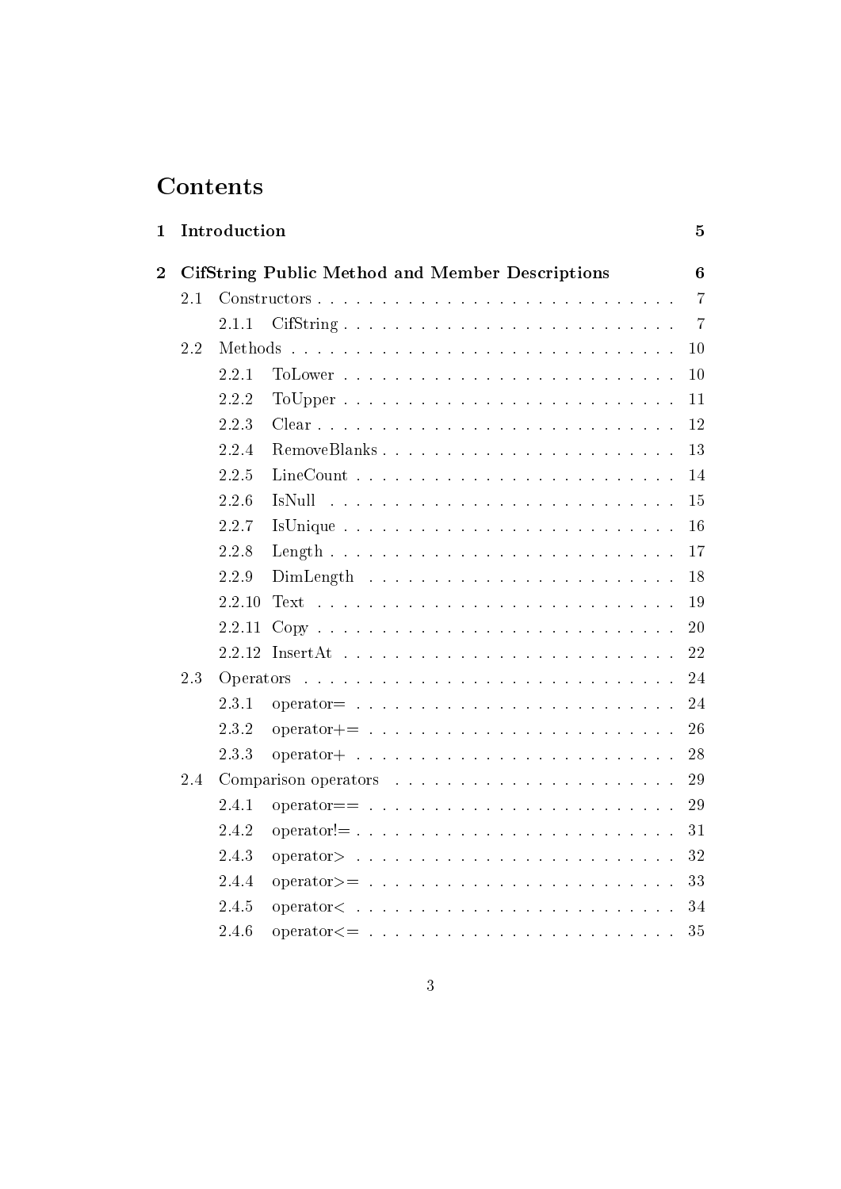# Contents

| | | | |
|---|---|---|---|
| **1** | **Introduction** | | **5** |
| **2** | **CifString Public Method and Member Descriptions** | | **6** |
| | 2.1 | Constructors | 7 |
| | | 2.1.1 CifString | 7 |
| | 2.2 | Methods | 10 |
| | | 2.2.1 ToLower | 10 |
| | | 2.2.2 ToUpper | 11 |
| | | 2.2.3 Clear | 12 |
| | | 2.2.4 RemoveBlanks | 13 |
| | | 2.2.5 LineCount | 14 |
| | | 2.2.6 IsNull | 15 |
| | | 2.2.7 IsUnique | 16 |
| | | 2.2.8 Length | 17 |
| | | 2.2.9 DimLength | 18 |
| | | 2.2.10 Text | 19 |
| | | 2.2.11 Copy | 20 |
| | | 2.2.12 InsertAt | 22 |
| | 2.3 | Operators | 24 |
| | | 2.3.1 operator= | 24 |
| | | 2.3.2 operator+= | 26 |
| | | 2.3.3 operator+ | 28 |
| | 2.4 | Comparison operators | 29 |
| | | 2.4.1 operator== | 29 |
| | | 2.4.2 operator!= | 31 |
| | | 2.4.3 operator> | 32 |
| | | 2.4.4 operator>= | 33 |
| | | 2.4.5 operator< | 34 |
| | | 2.4.6 operator<= | 35 |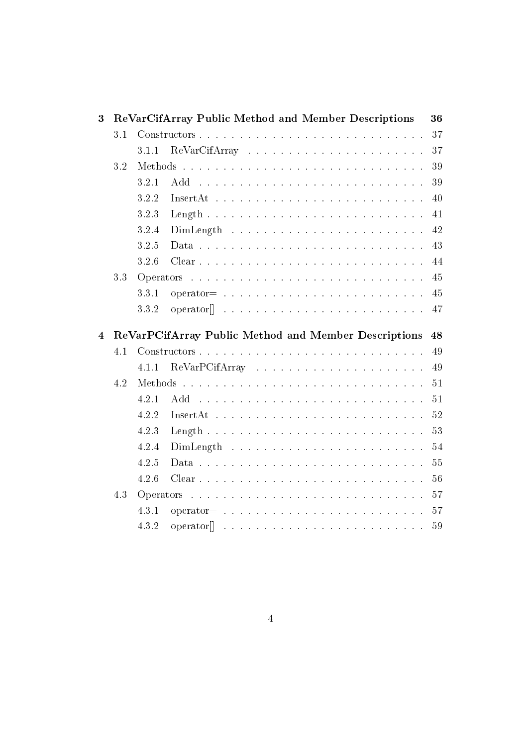**3 ReVarCifArray Public Method and Member Descriptions** **36**

- 3.1 Constructors . . . . . . . . . . . . . . . . . . . . . . . . . . . . 37
  - 3.1.1 ReVarCifArray . . . . . . . . . . . . . . . . . . . . . . 37
- 3.2 Methods . . . . . . . . . . . . . . . . . . . . . . . . . . . . . . 39
  - 3.2.1 Add . . . . . . . . . . . . . . . . . . . . . . . . . . . . 39
  - 3.2.2 InsertAt . . . . . . . . . . . . . . . . . . . . . . . . . 40
  - 3.2.3 Length . . . . . . . . . . . . . . . . . . . . . . . . . . 41
  - 3.2.4 DimLength . . . . . . . . . . . . . . . . . . . . . . . . 42
  - 3.2.5 Data . . . . . . . . . . . . . . . . . . . . . . . . . . . 43
  - 3.2.6 Clear . . . . . . . . . . . . . . . . . . . . . . . . . . . 44
- 3.3 Operators . . . . . . . . . . . . . . . . . . . . . . . . . . . . . 45
  - 3.3.1 operator= . . . . . . . . . . . . . . . . . . . . . . . . . 45
  - 3.3.2 operator[] . . . . . . . . . . . . . . . . . . . . . . . . 47

**4 ReVarPCifArray Public Method and Member Descriptions** **48**

- 4.1 Constructors . . . . . . . . . . . . . . . . . . . . . . . . . . . . 49
  - 4.1.1 ReVarPCifArray . . . . . . . . . . . . . . . . . . . . . 49
- 4.2 Methods . . . . . . . . . . . . . . . . . . . . . . . . . . . . . . 51
  - 4.2.1 Add . . . . . . . . . . . . . . . . . . . . . . . . . . . . 51
  - 4.2.2 InsertAt . . . . . . . . . . . . . . . . . . . . . . . . . 52
  - 4.2.3 Length . . . . . . . . . . . . . . . . . . . . . . . . . . 53
  - 4.2.4 DimLength . . . . . . . . . . . . . . . . . . . . . . . . 54
  - 4.2.5 Data . . . . . . . . . . . . . . . . . . . . . . . . . . . 55
  - 4.2.6 Clear . . . . . . . . . . . . . . . . . . . . . . . . . . . 56
- 4.3 Operators . . . . . . . . . . . . . . . . . . . . . . . . . . . . . 57
  - 4.3.1 operator= . . . . . . . . . . . . . . . . . . . . . . . . . 57
  - 4.3.2 operator[] . . . . . . . . . . . . . . . . . . . . . . . . 59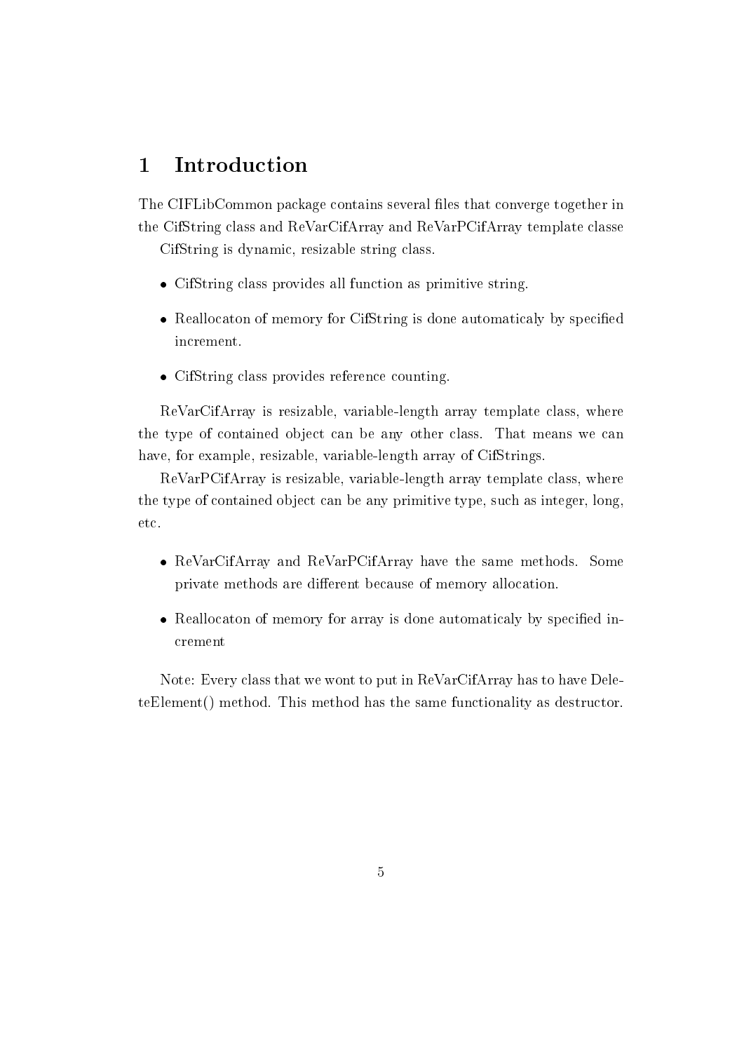# 1 Introduction

The CIFLibCommon package contains several files that converge together in the CifString class and ReVarCifArray and ReVarPCifArray template classe

CifString is dynamic, resizable string class.

- CifString class provides all function as primitive string.
- Reallocaton of memory for CifString is done automaticaly by specified increment.
- CifString class provides reference counting.

ReVarCifArray is resizable, variable-length array template class, where the type of contained object can be any other class. That means we can have, for example, resizable, variable-length array of CifStrings.

ReVarPCifArray is resizable, variable-length array template class, where the type of contained object can be any primitive type, such as integer, long, etc.

- ReVarCifArray and ReVarPCifArray have the same methods. Some private methods are different because of memory allocation.
- Reallocaton of memory for array is done automaticaly by specified increment

Note: Every class that we wont to put in ReVarCifArray has to have DeleteElement() method. This method has the same functionality as destructor.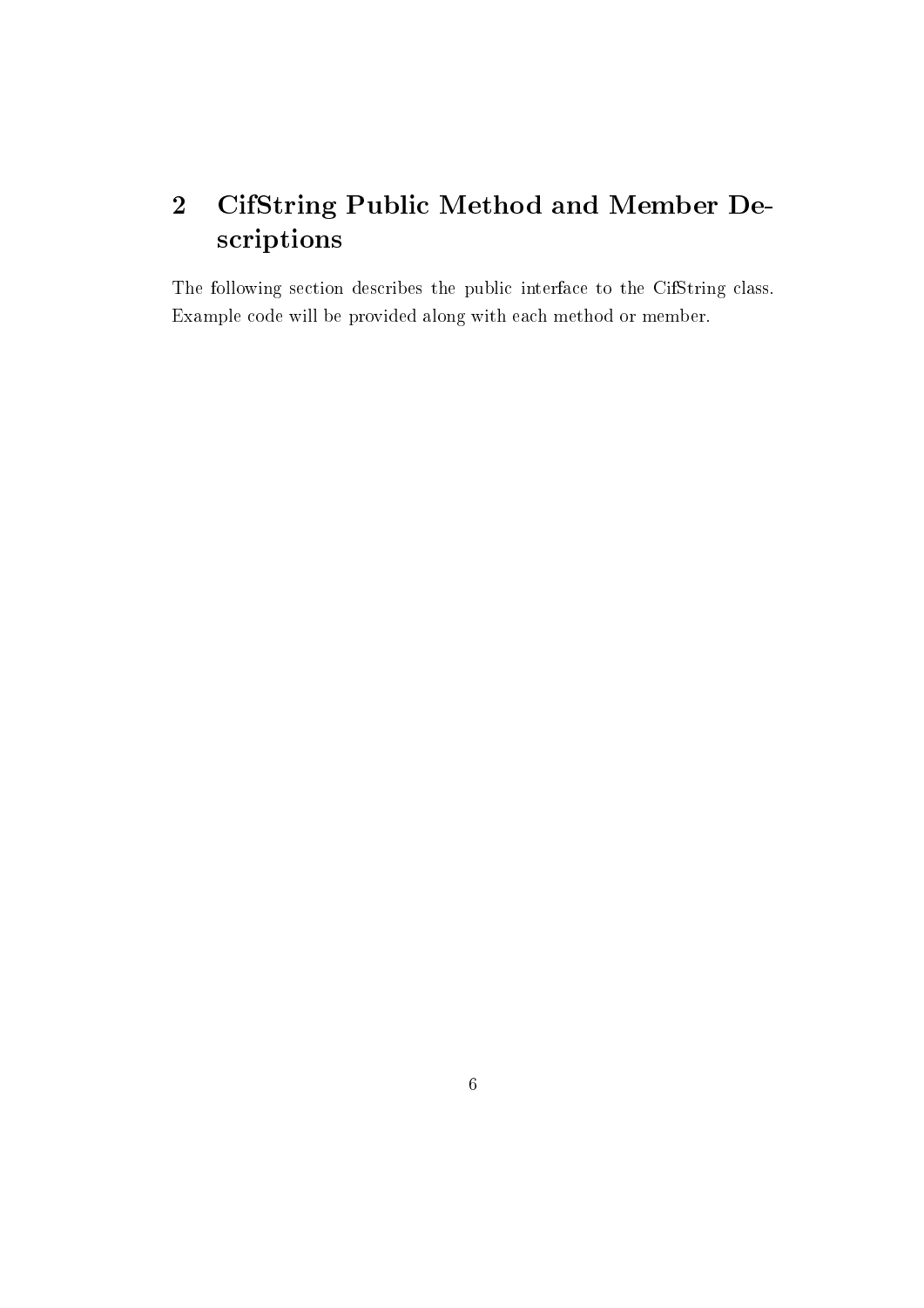# 2 CifString Public Method and Member Descriptions

The following section describes the public interface to the CifString class. Example code will be provided along with each method or member.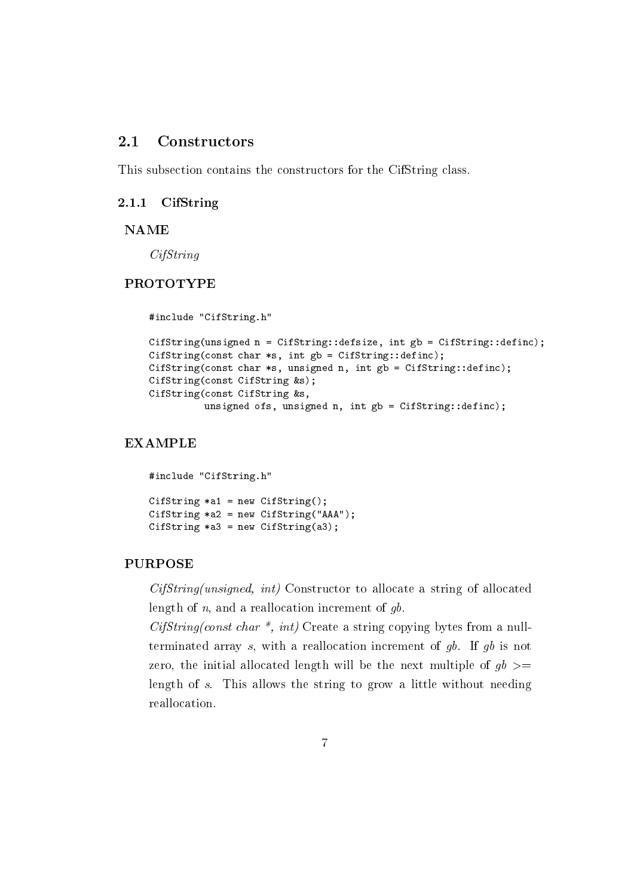## 2.1 Constructors

This subsection contains the constructors for the CifString class.

### 2.1.1 CifString

**NAME**

*CifString*

**PROTOTYPE**

```
#include "CifString.h"

CifString(unsigned n = CifString::defsize, int gb = CifString::definc);
CifString(const char *s, int gb = CifString::definc);
CifString(const char *s, unsigned n, int gb = CifString::definc);
CifString(const CifString &s);
CifString(const CifString &s,
          unsigned ofs, unsigned n, int gb = CifString::definc);
```

**EXAMPLE**

```
#include "CifString.h"

CifString *a1 = new CifString();
CifString *a2 = new CifString("AAA");
CifString *a3 = new CifString(a3);
```

**PURPOSE**

*CifString(unsigned, int)* Constructor to allocate a string of allocated length of *n*, and a reallocation increment of *gb*.

*CifString(const char *, int)* Create a string copying bytes from a null-terminated array *s*, with a reallocation increment of *gb*. If *gb* is not zero, the initial allocated length will be the next multiple of *gb* >= length of *s*. This allows the string to grow a little without needing reallocation.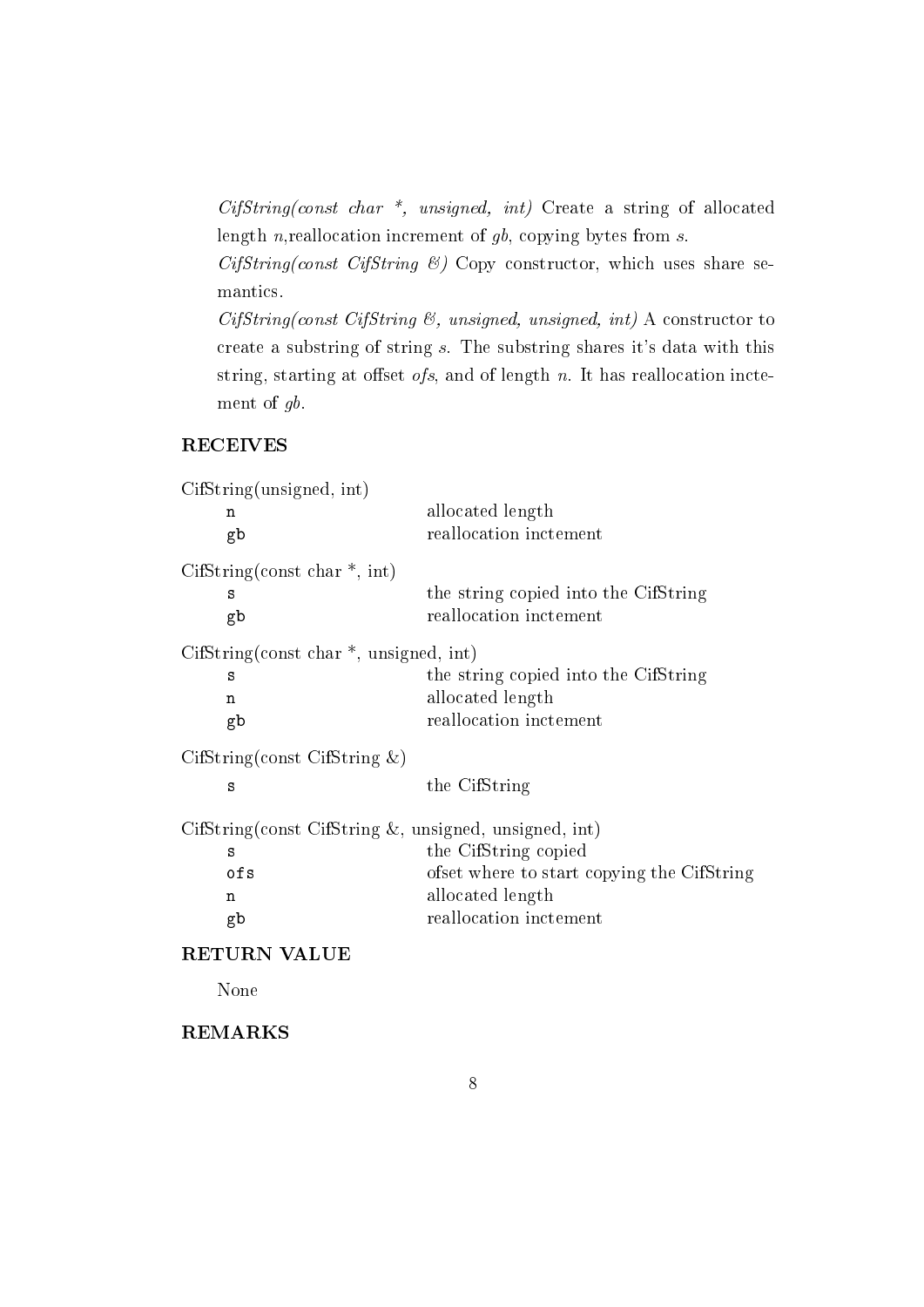*CifString(const char \*, unsigned, int)* Create a string of allocated length *n*,reallocation increment of *gb*, copying bytes from *s*.

*CifString(const CifString &)* Copy constructor, which uses share semantics.

*CifString(const CifString &, unsigned, unsigned, int)* A constructor to create a substring of string *s*. The substring shares it's data with this string, starting at offset *ofs*, and of length *n*. It has reallocation inctement of *gb*.

## RECEIVES

CifString(unsigned, int)

| | |
|---|---|
| `n` | allocated length |
| `gb` | reallocation inctement |

CifString(const char *, int)

| | |
|---|---|
| `s` | the string copied into the CifString |
| `gb` | reallocation inctement |

CifString(const char *, unsigned, int)

| | |
|---|---|
| `s` | the string copied into the CifString |
| `n` | allocated length |
| `gb` | reallocation inctement |

CifString(const CifString &)

| | |
|---|---|
| `s` | the CifString |

CifString(const CifString &, unsigned, unsigned, int)

| | |
|---|---|
| `s` | the CifString copied |
| `ofs` | ofset where to start copying the CifString |
| `n` | allocated length |
| `gb` | reallocation inctement |

## RETURN VALUE

None

## REMARKS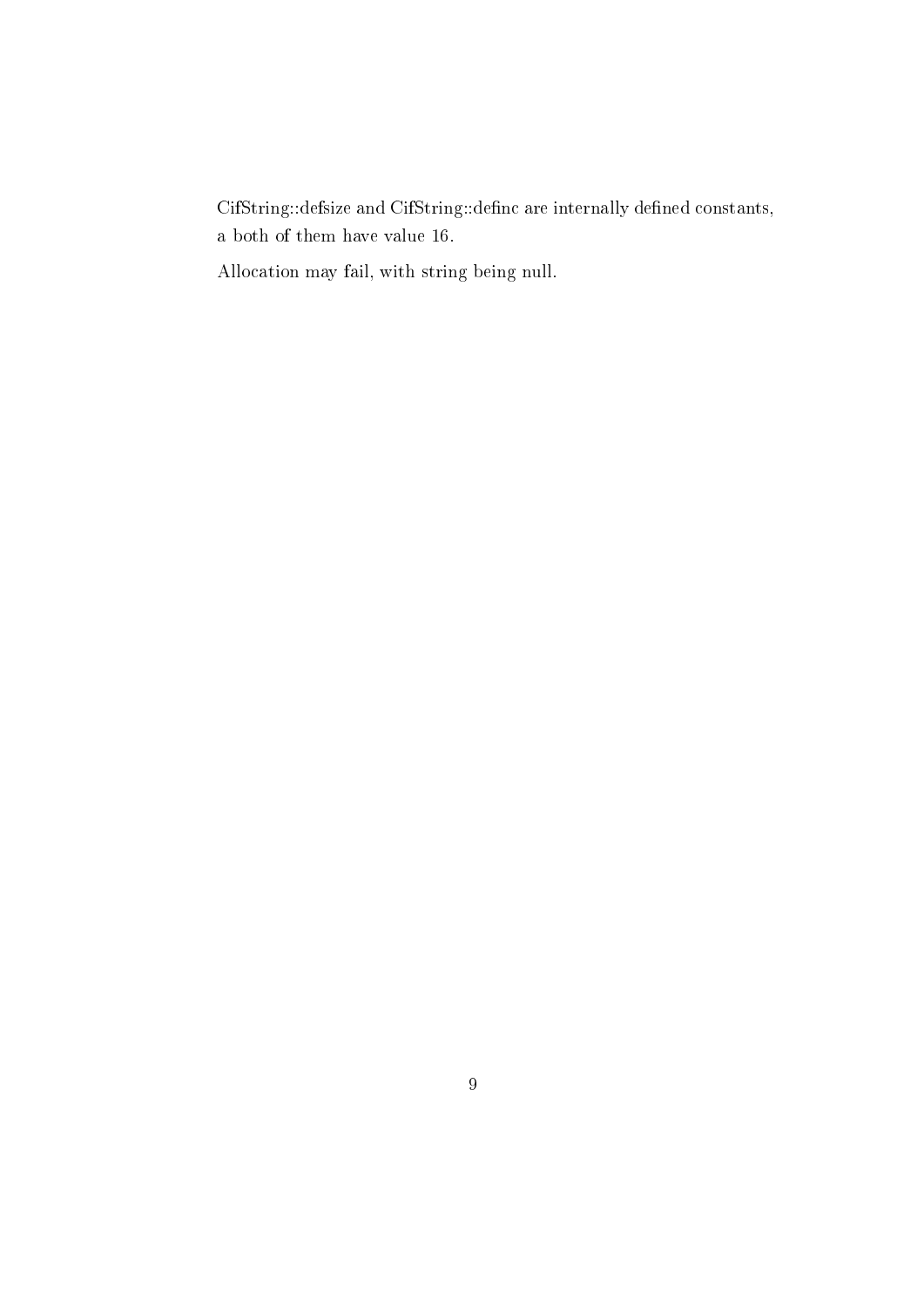CifString::defsize and CifString::definc are internally defined constants, a both of them have value 16.

Allocation may fail, with string being null.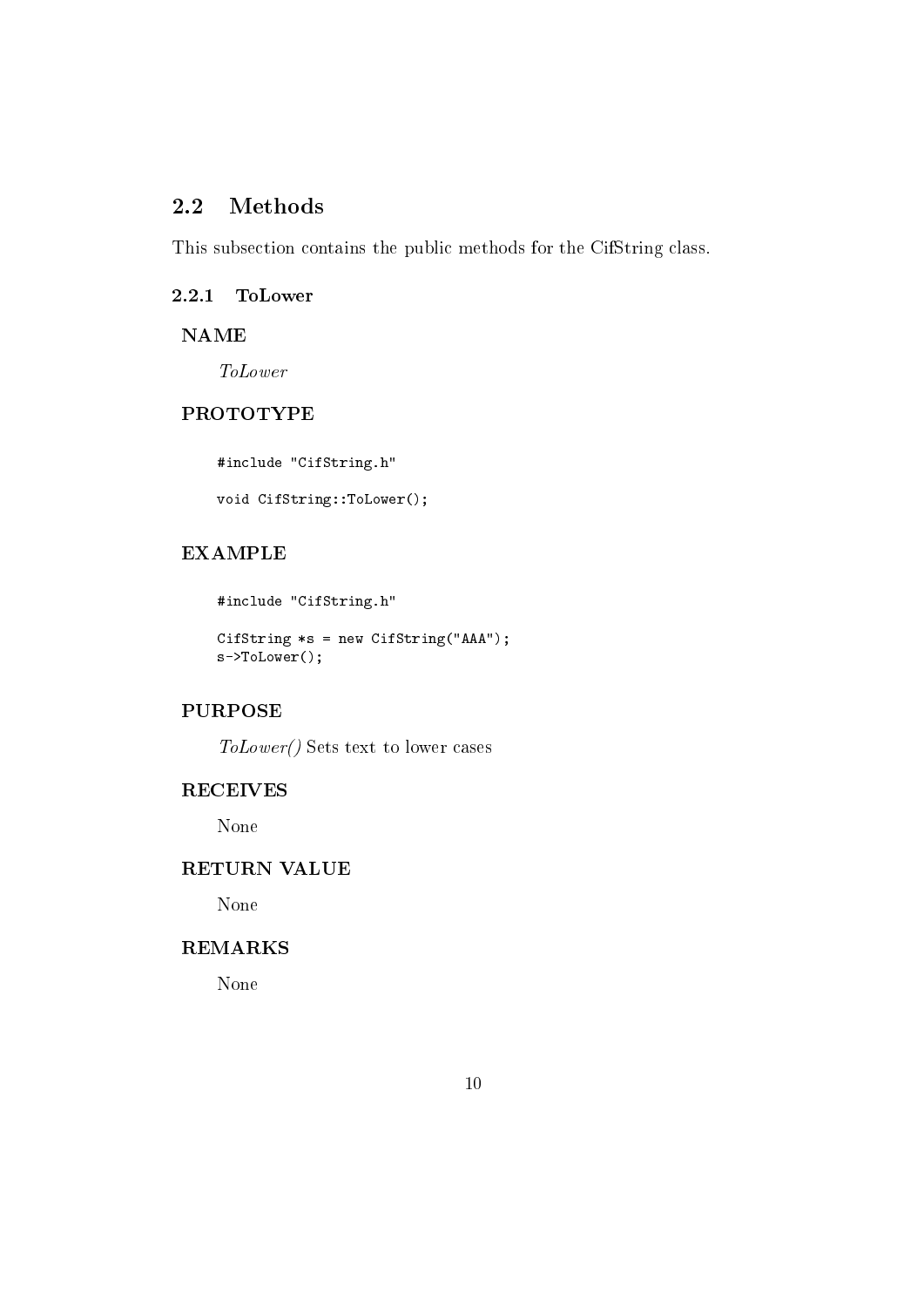## 2.2 Methods

This subsection contains the public methods for the CifString class.

### 2.2.1 ToLower

#### NAME

*ToLower*

#### PROTOTYPE

```
#include "CifString.h"

void CifString::ToLower();
```

#### EXAMPLE

```
#include "CifString.h"

CifString *s = new CifString("AAA");
s->ToLower();
```

#### PURPOSE

*ToLower()* Sets text to lower cases

#### RECEIVES

None

#### RETURN VALUE

None

#### REMARKS

None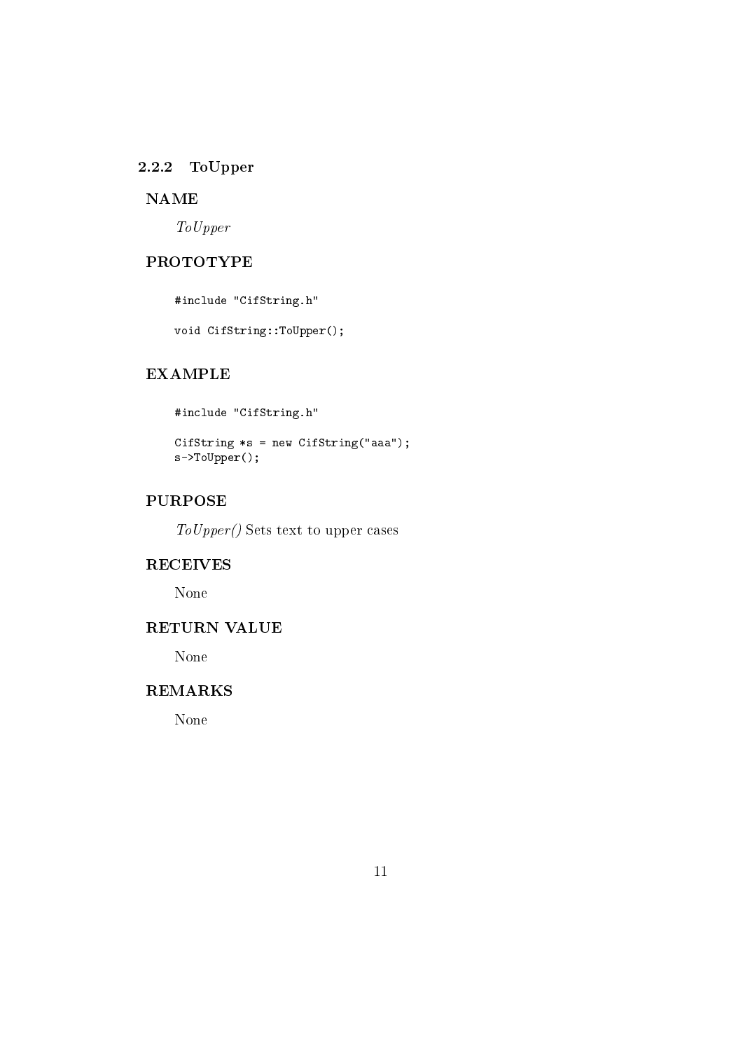### 2.2.2 ToUpper

#### NAME

*ToUpper*

#### PROTOTYPE

```
#include "CifString.h"

void CifString::ToUpper();
```

#### EXAMPLE

```
#include "CifString.h"

CifString *s = new CifString("aaa");
s->ToUpper();
```

#### PURPOSE

*ToUpper()* Sets text to upper cases

#### RECEIVES

None

#### RETURN VALUE

None

#### REMARKS

None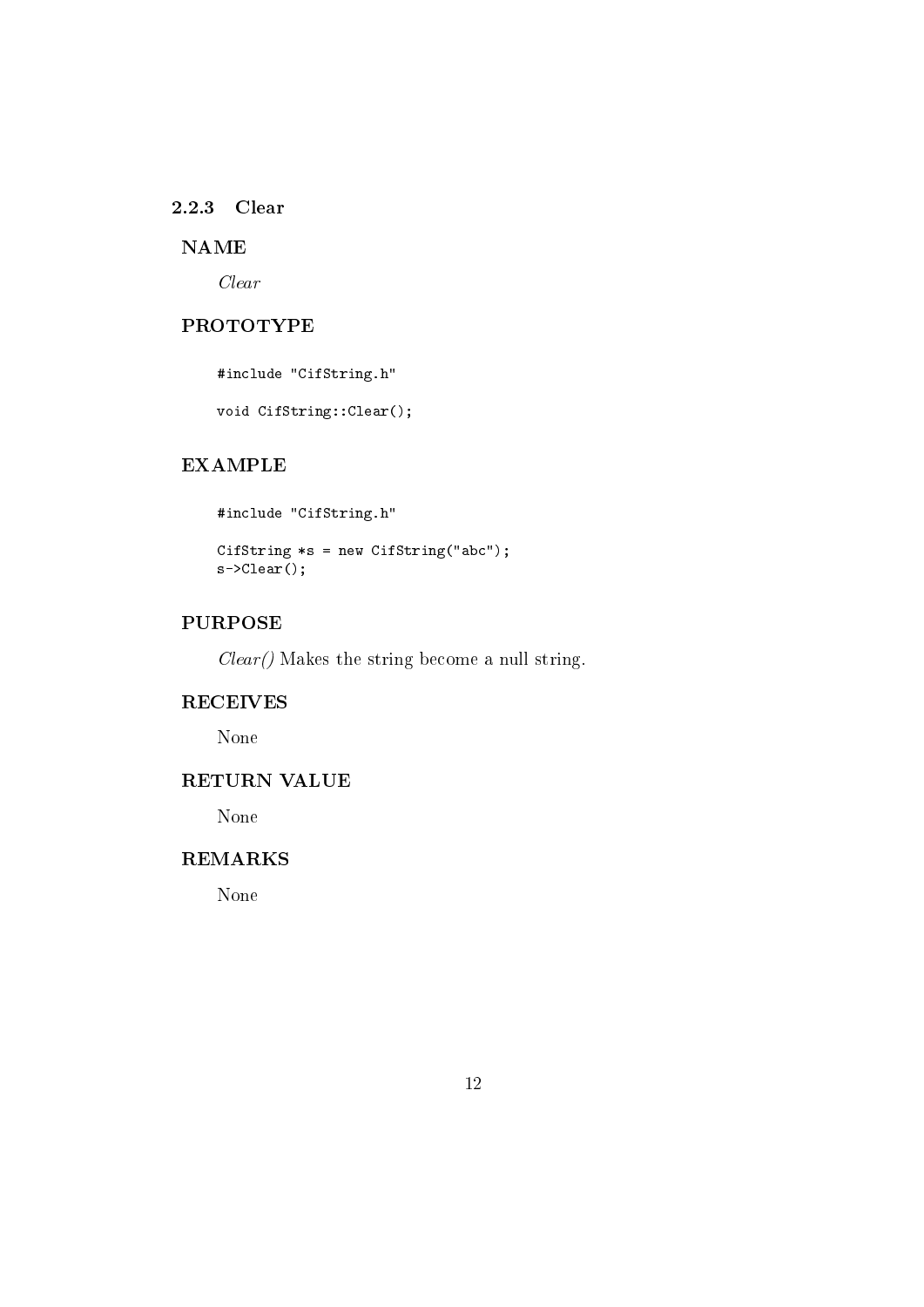### 2.2.3 Clear

#### NAME

*Clear*

#### PROTOTYPE

```
#include "CifString.h"

void CifString::Clear();
```

#### EXAMPLE

```
#include "CifString.h"

CifString *s = new CifString("abc");
s->Clear();
```

#### PURPOSE

*Clear()* Makes the string become a null string.

#### RECEIVES

None

#### RETURN VALUE

None

#### REMARKS

None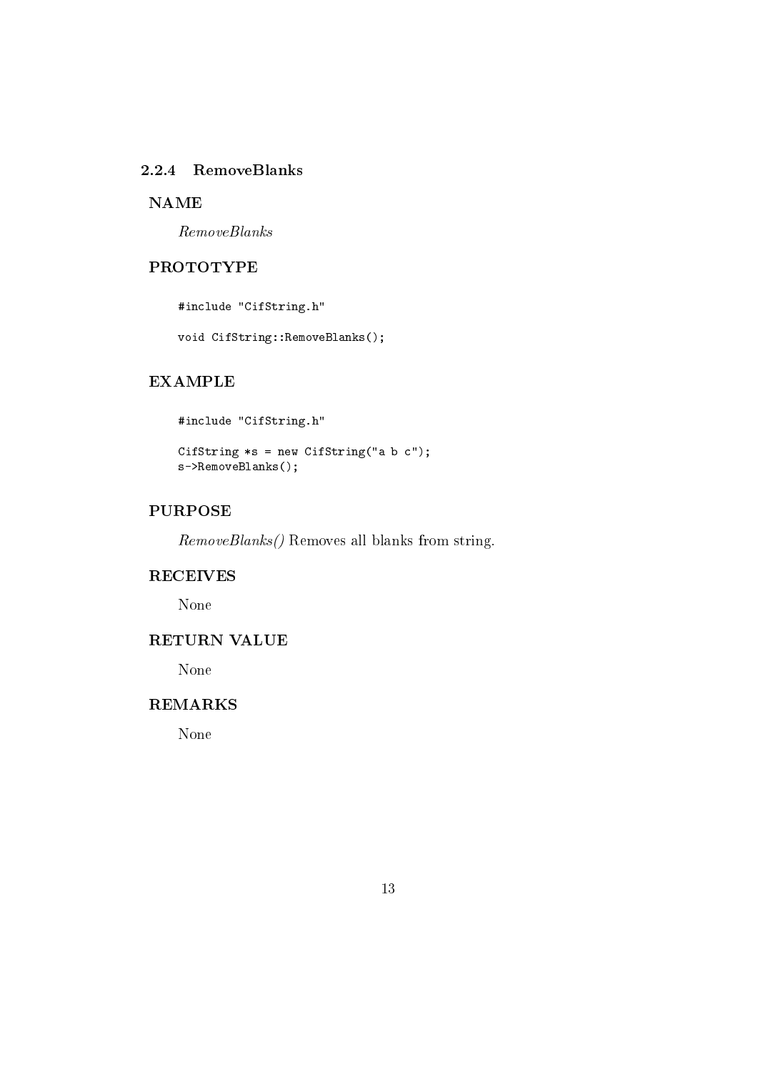### 2.2.4 RemoveBlanks

#### NAME

*RemoveBlanks*

#### PROTOTYPE

```
#include "CifString.h"

void CifString::RemoveBlanks();
```

#### EXAMPLE

```
#include "CifString.h"

CifString *s = new CifString("a b c");
s->RemoveBlanks();
```

#### PURPOSE

*RemoveBlanks()* Removes all blanks from string.

#### RECEIVES

None

#### RETURN VALUE

None

#### REMARKS

None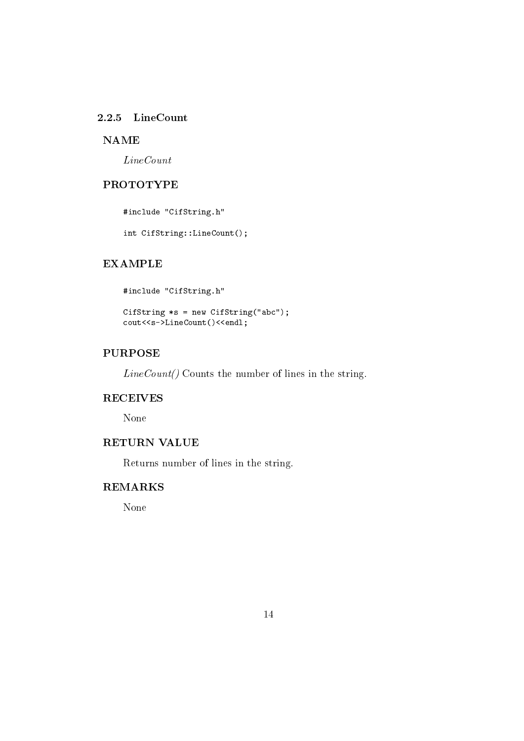### 2.2.5 LineCount

#### NAME

*LineCount*

#### PROTOTYPE

```
#include "CifString.h"

int CifString::LineCount();
```

#### EXAMPLE

```
#include "CifString.h"

CifString *s = new CifString("abc");
cout<<s->LineCount()<<endl;
```

#### PURPOSE

*LineCount()* Counts the number of lines in the string.

#### RECEIVES

None

#### RETURN VALUE

Returns number of lines in the string.

#### REMARKS

None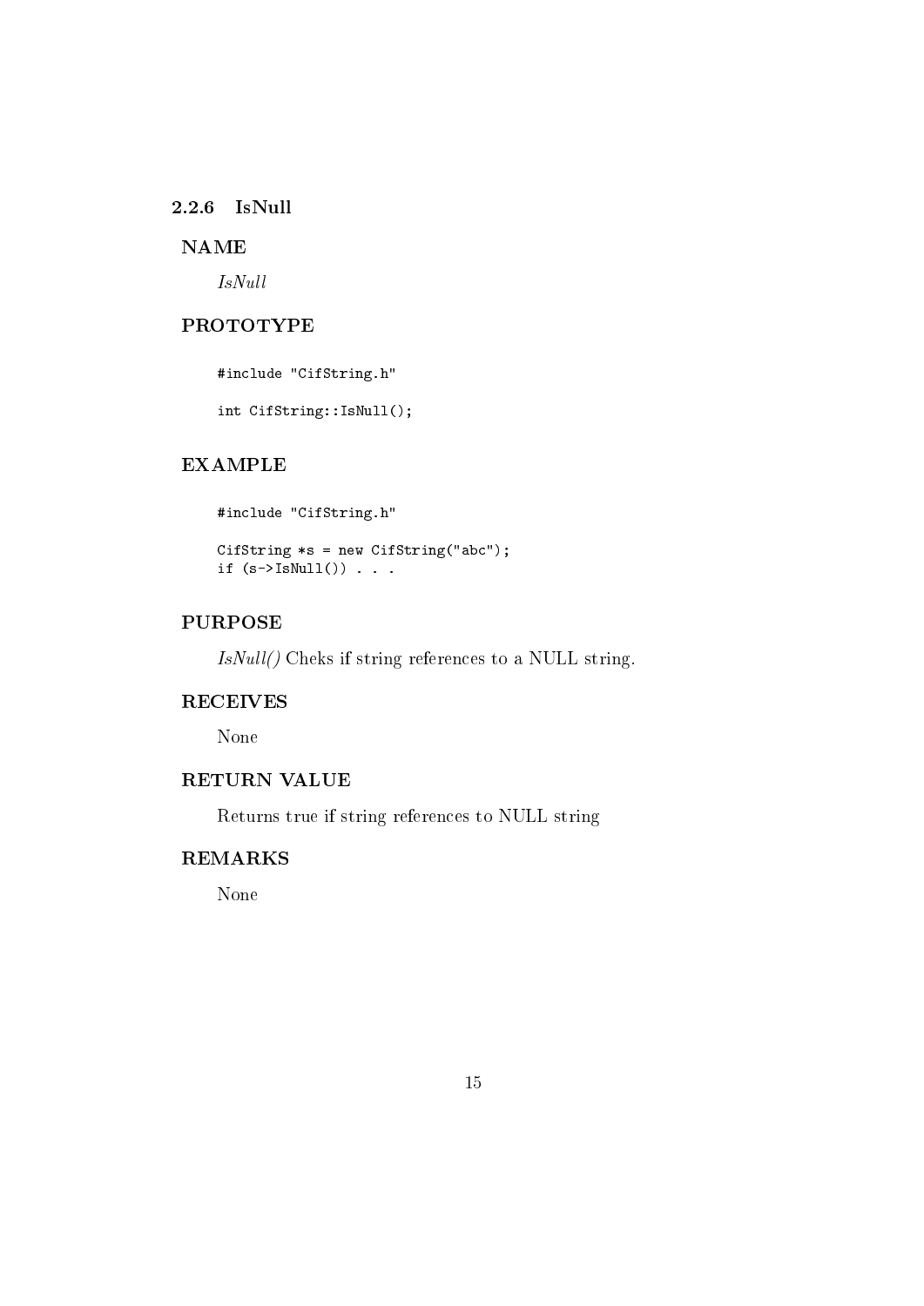### 2.2.6 IsNull

**NAME**

*IsNull*

**PROTOTYPE**

```
#include "CifString.h"

int CifString::IsNull();
```

**EXAMPLE**

```
#include "CifString.h"

CifString *s = new CifString("abc");
if (s->IsNull()) . . .
```

**PURPOSE**

*IsNull()* Cheks if string references to a NULL string.

**RECEIVES**

None

**RETURN VALUE**

Returns true if string references to NULL string

**REMARKS**

None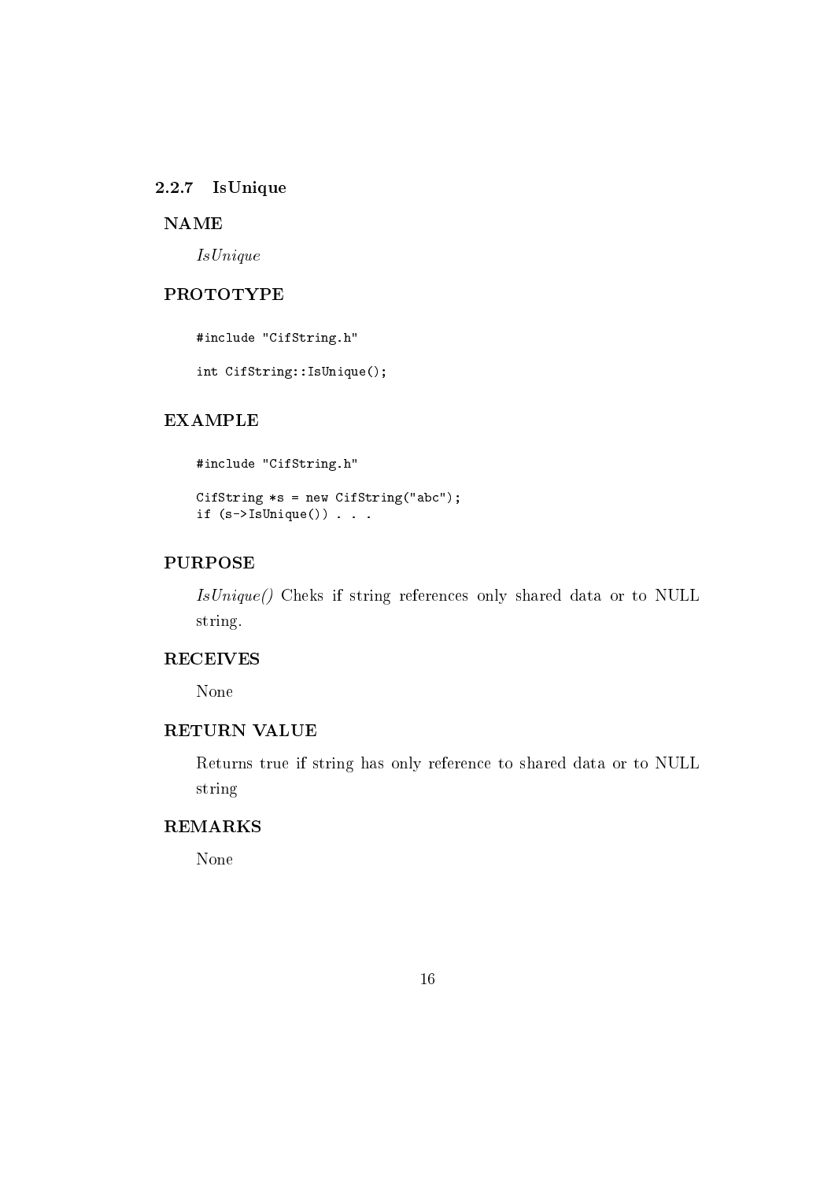### 2.2.7 IsUnique

**NAME**

*IsUnique*

**PROTOTYPE**

```
#include "CifString.h"

int CifString::IsUnique();
```

**EXAMPLE**

```
#include "CifString.h"

CifString *s = new CifString("abc");
if (s->IsUnique()) . . .
```

**PURPOSE**

*IsUnique()* Cheks if string references only shared data or to NULL string.

**RECEIVES**

None

**RETURN VALUE**

Returns true if string has only reference to shared data or to NULL string

**REMARKS**

None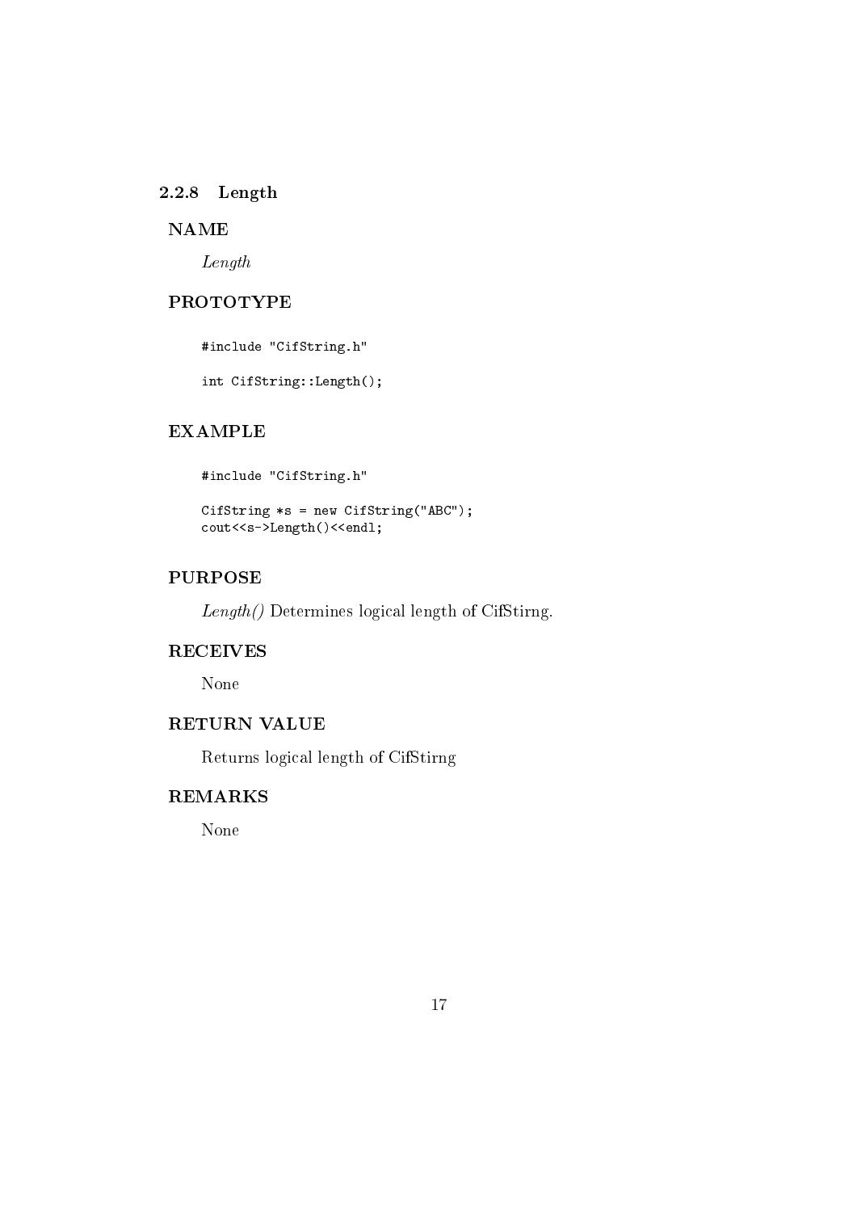### 2.2.8 Length

**NAME**

*Length*

**PROTOTYPE**

```
#include "CifString.h"

int CifString::Length();
```

**EXAMPLE**

```
#include "CifString.h"

CifString *s = new CifString("ABC");
cout<<s->Length()<<endl;
```

**PURPOSE**

*Length()* Determines logical length of CifStirng.

**RECEIVES**

None

**RETURN VALUE**

Returns logical length of CifStirng

**REMARKS**

None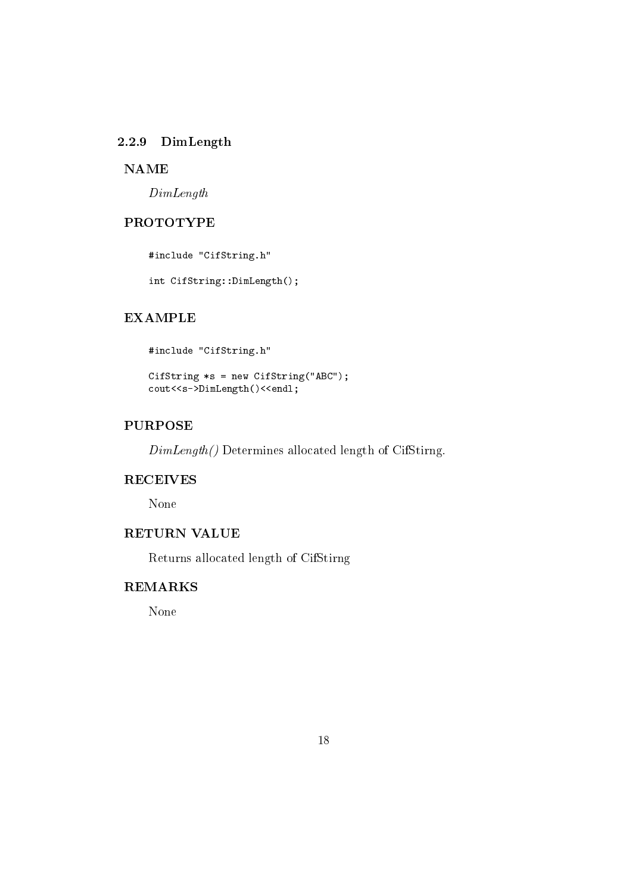### 2.2.9 DimLength

#### NAME

*DimLength*

#### PROTOTYPE

```
#include "CifString.h"

int CifString::DimLength();
```

#### EXAMPLE

```
#include "CifString.h"

CifString *s = new CifString("ABC");
cout<<s->DimLength()<<endl;
```

#### PURPOSE

*DimLength()* Determines allocated length of CifStirng.

#### RECEIVES

None

#### RETURN VALUE

Returns allocated length of CifStirng

#### REMARKS

None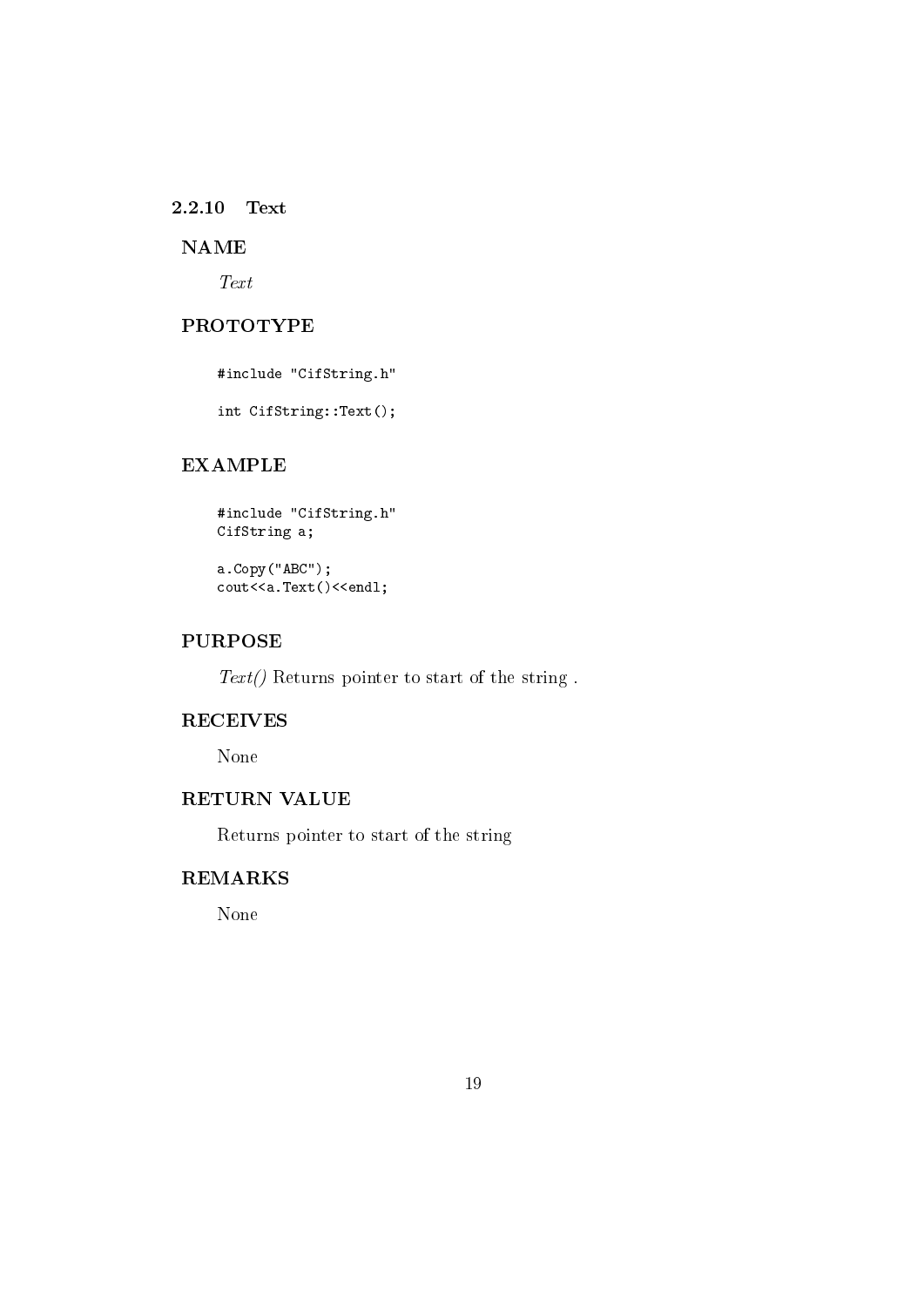### 2.2.10 Text

#### NAME

*Text*

#### PROTOTYPE

```
#include "CifString.h"

int CifString::Text();
```

#### EXAMPLE

```
#include "CifString.h"
CifString a;

a.Copy("ABC");
cout<<a.Text()<<endl;
```

#### PURPOSE

*Text()* Returns pointer to start of the string .

#### RECEIVES

None

#### RETURN VALUE

Returns pointer to start of the string

#### REMARKS

None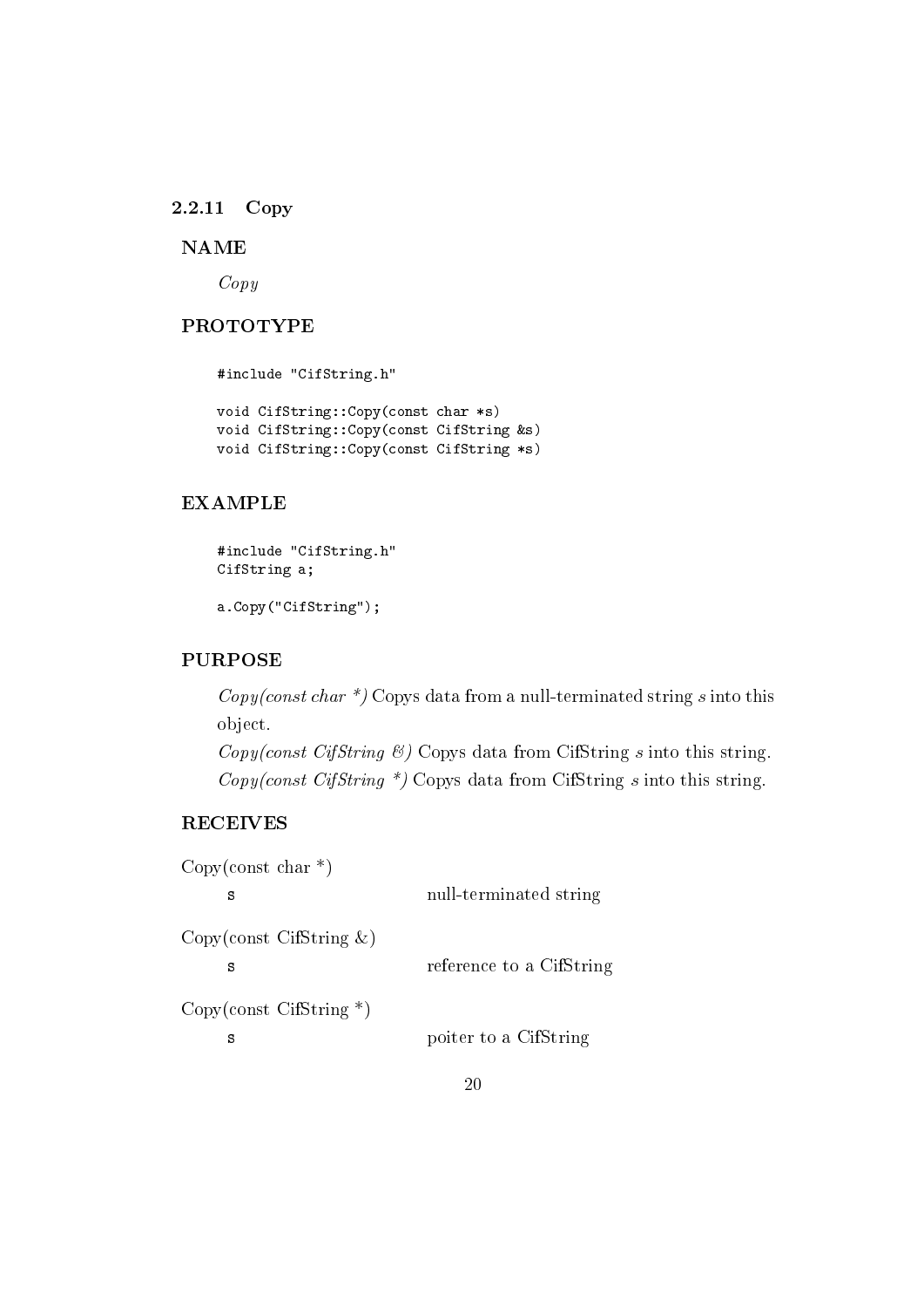### 2.2.11 Copy

#### NAME

*Copy*

#### PROTOTYPE

```
#include "CifString.h"

void CifString::Copy(const char *s)
void CifString::Copy(const CifString &s)
void CifString::Copy(const CifString *s)
```

#### EXAMPLE

```
#include "CifString.h"
CifString a;

a.Copy("CifString");
```

#### PURPOSE

*Copy(const char \*)* Copys data from a null-terminated string *s* into this object.
*Copy(const CifString &)* Copys data from CifString *s* into this string.
*Copy(const CifString \*)* Copys data from CifString *s* into this string.

#### RECEIVES

Copy(const char *)

| | |
|---|---|
| s | null-terminated string |

Copy(const CifString &)

| | |
|---|---|
| s | reference to a CifString |

Copy(const CifString *)

| | |
|---|---|
| s | poiter to a CifString |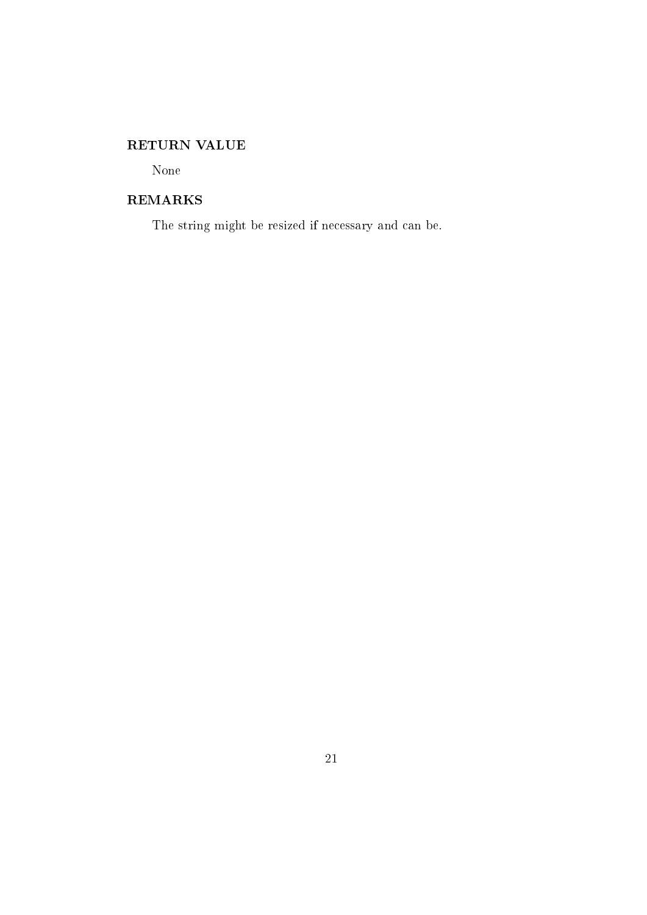### RETURN VALUE

None

### REMARKS

The string might be resized if necessary and can be.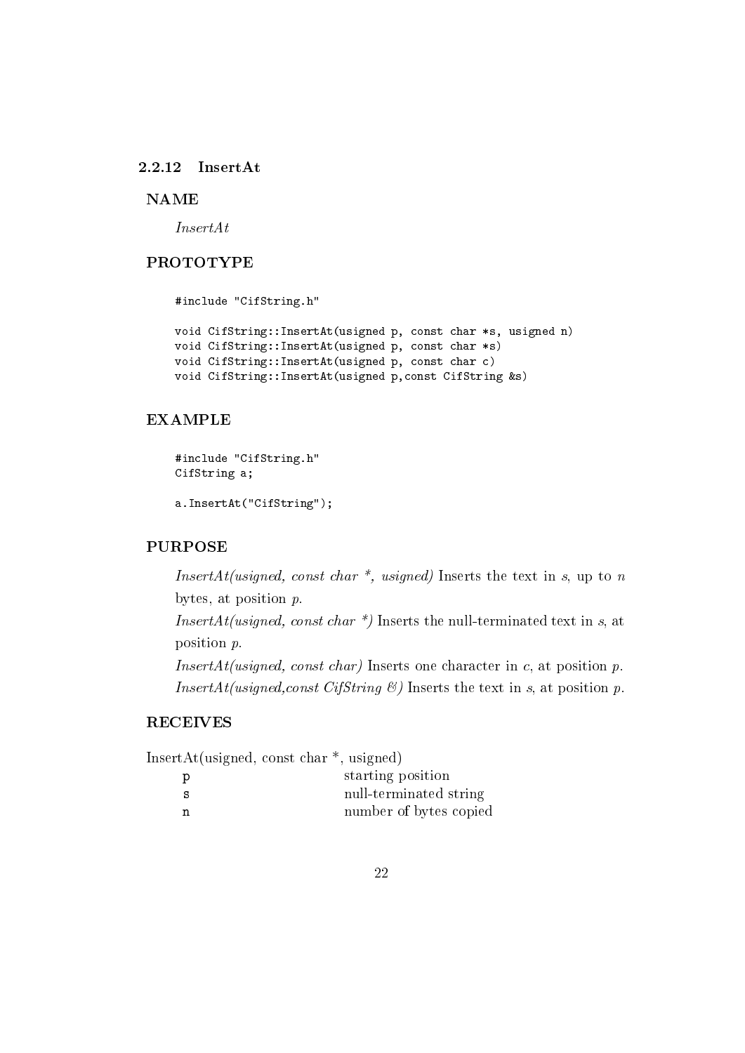### 2.2.12 InsertAt

#### NAME

*InsertAt*

#### PROTOTYPE

```
#include "CifString.h"

void CifString::InsertAt(usigned p, const char *s, usigned n)
void CifString::InsertAt(usigned p, const char *s)
void CifString::InsertAt(usigned p, const char c)
void CifString::InsertAt(usigned p,const CifString &s)
```

#### EXAMPLE

```
#include "CifString.h"
CifString a;

a.InsertAt("CifString");
```

#### PURPOSE

*InsertAt(usigned, const char *, usigned)* Inserts the text in *s*, up to *n* bytes, at position *p*.

*InsertAt(usigned, const char *)* Inserts the null-terminated text in *s*, at position *p*.

*InsertAt(usigned, const char)* Inserts one character in *c*, at position *p*.

*InsertAt(usigned,const CifString &)* Inserts the text in *s*, at position *p*.

#### RECEIVES

InsertAt(usigned, const char *, usigned)

| | |
|---|---|
| `p` | starting position |
| `s` | null-terminated string |
| `n` | number of bytes copied |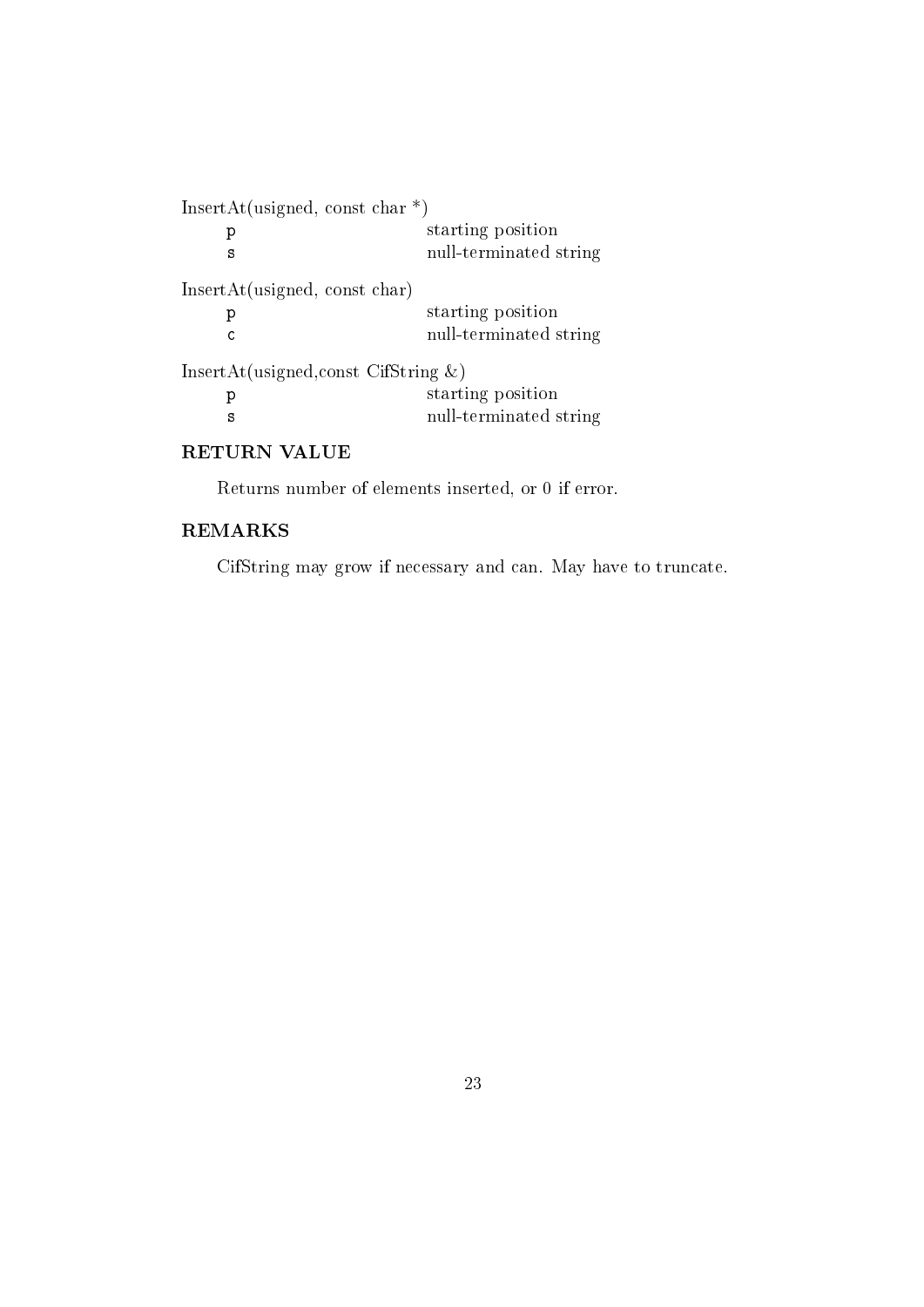InsertAt(usigned, const char *)

| | |
|---|---|
| `p` | starting position |
| `s` | null-terminated string |

InsertAt(usigned, const char)

| | |
|---|---|
| `p` | starting position |
| `c` | null-terminated string |

InsertAt(usigned,const CifString &)

| | |
|---|---|
| `p` | starting position |
| `s` | null-terminated string |

## RETURN VALUE

Returns number of elements inserted, or 0 if error.

## REMARKS

CifString may grow if necessary and can. May have to truncate.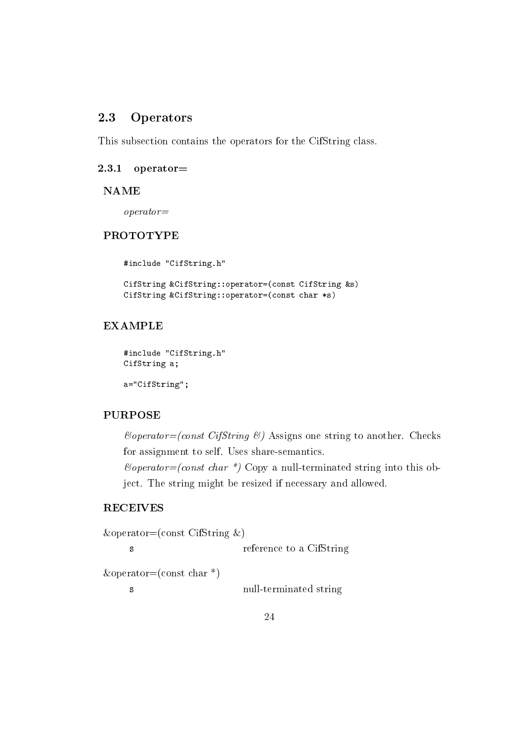## 2.3 Operators

This subsection contains the operators for the CifString class.

### 2.3.1 operator=

**NAME**

*operator=*

**PROTOTYPE**

```
#include "CifString.h"

CifString &CifString::operator=(const CifString &s)
CifString &CifString::operator=(const char *s)
```

**EXAMPLE**

```
#include "CifString.h"
CifString a;

a="CifString";
```

**PURPOSE**

*&operator=(const CifString &)* Assigns one string to another. Checks for assignment to self. Uses share-semantics.

*&operator=(const char *)* Copy a null-terminated string into this object. The string might be resized if necessary and allowed.

**RECEIVES**

&operator=(const CifString &)

| | |
|---|---|
| `s` | reference to a CifString |

&operator=(const char *)

| | |
|---|---|
| `s` | null-terminated string |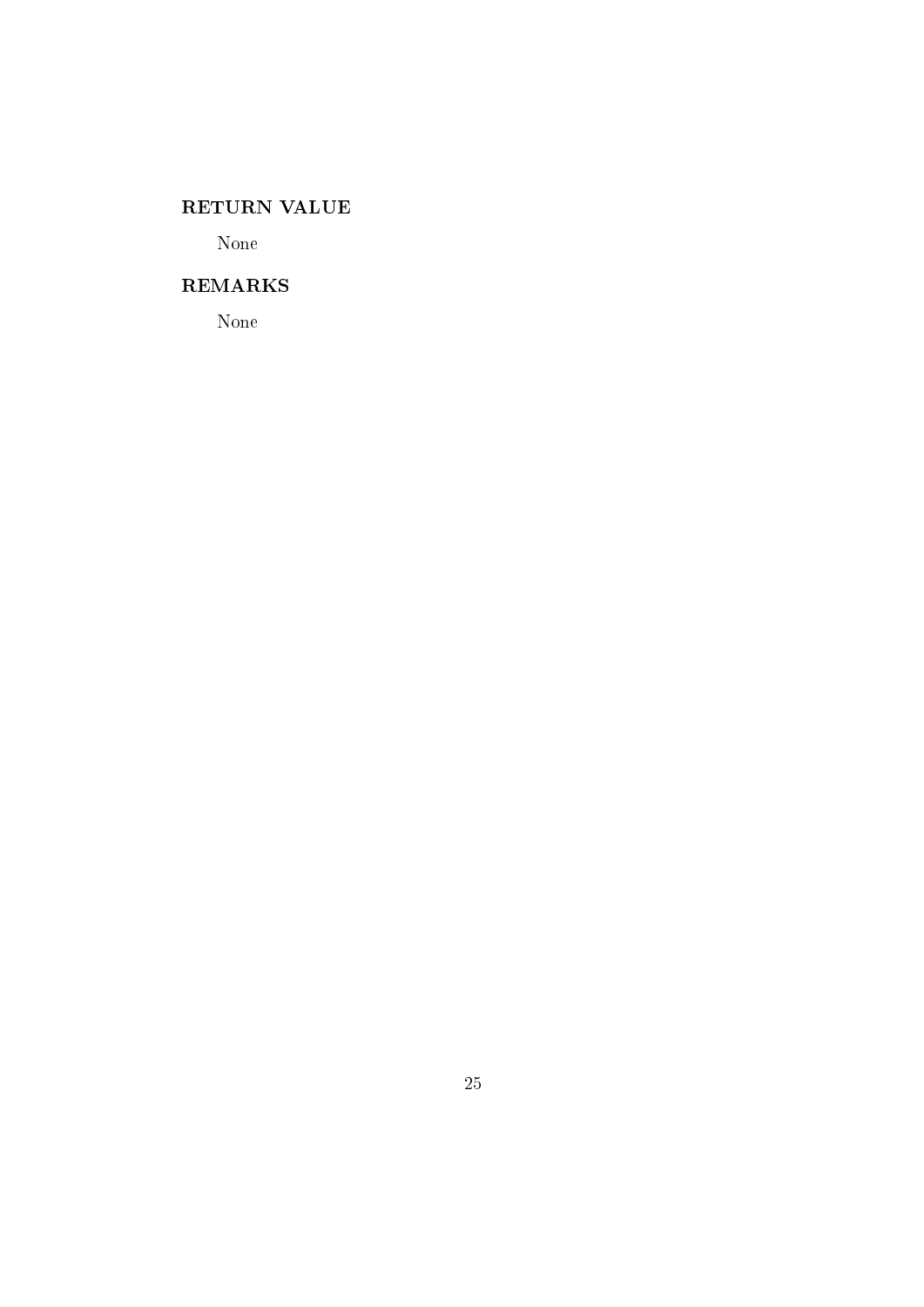### RETURN VALUE

None

### REMARKS

None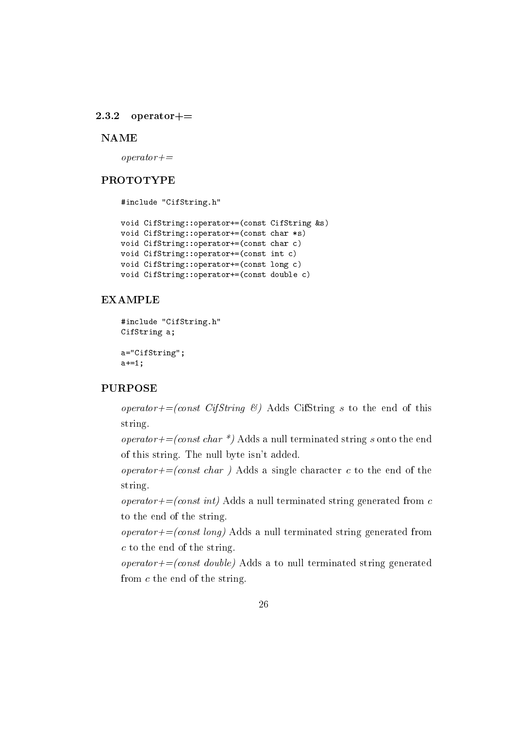### 2.3.2 operator+=

#### NAME

*operator+=*

#### PROTOTYPE

```
#include "CifString.h"

void CifString::operator+=(const CifString &s)
void CifString::operator+=(const char *s)
void CifString::operator+=(const char c)
void CifString::operator+=(const int c)
void CifString::operator+=(const long c)
void CifString::operator+=(const double c)
```

#### EXAMPLE

```
#include "CifString.h"
CifString a;

a="CifString";
a+=1;
```

#### PURPOSE

*operator+=(const CifString &)* Adds CifString *s* to the end of this string.

*operator+=(const char *)* Adds a null terminated string *s* onto the end of this string. The null byte isn't added.

*operator+=(const char )* Adds a single character *c* to the end of the string.

*operator+=(const int)* Adds a null terminated string generated from *c* to the end of the string.

*operator+=(const long)* Adds a null terminated string generated from *c* to the end of the string.

*operator+=(const double)* Adds a to null terminated string generated from *c* the end of the string.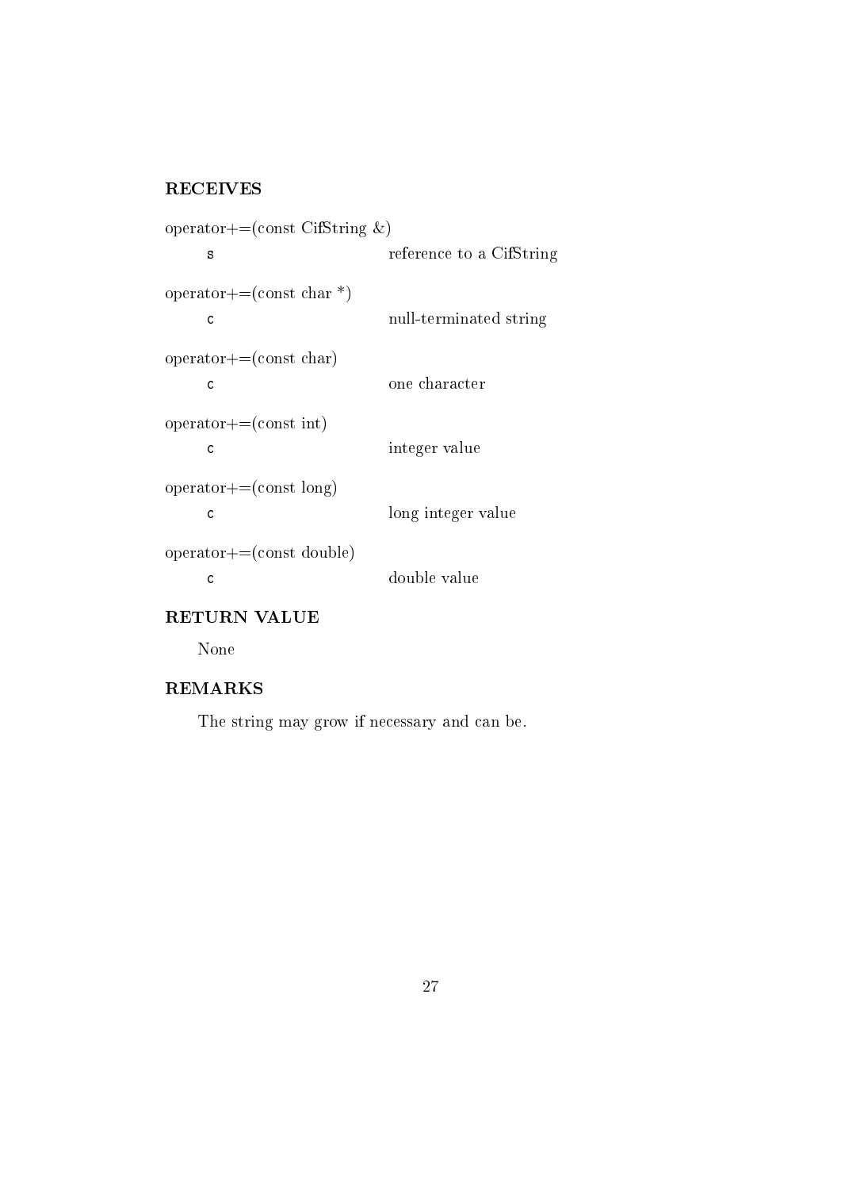### RECEIVES

operator+=(const CifString &)

| | |
|---|---|
| `s` | reference to a CifString |

operator+=(const char *)

| | |
|---|---|
| `c` | null-terminated string |

operator+=(const char)

| | |
|---|---|
| `c` | one character |

operator+=(const int)

| | |
|---|---|
| `c` | integer value |

operator+=(const long)

| | |
|---|---|
| `c` | long integer value |

operator+=(const double)

| | |
|---|---|
| `c` | double value |

### RETURN VALUE

None

### REMARKS

The string may grow if necessary and can be.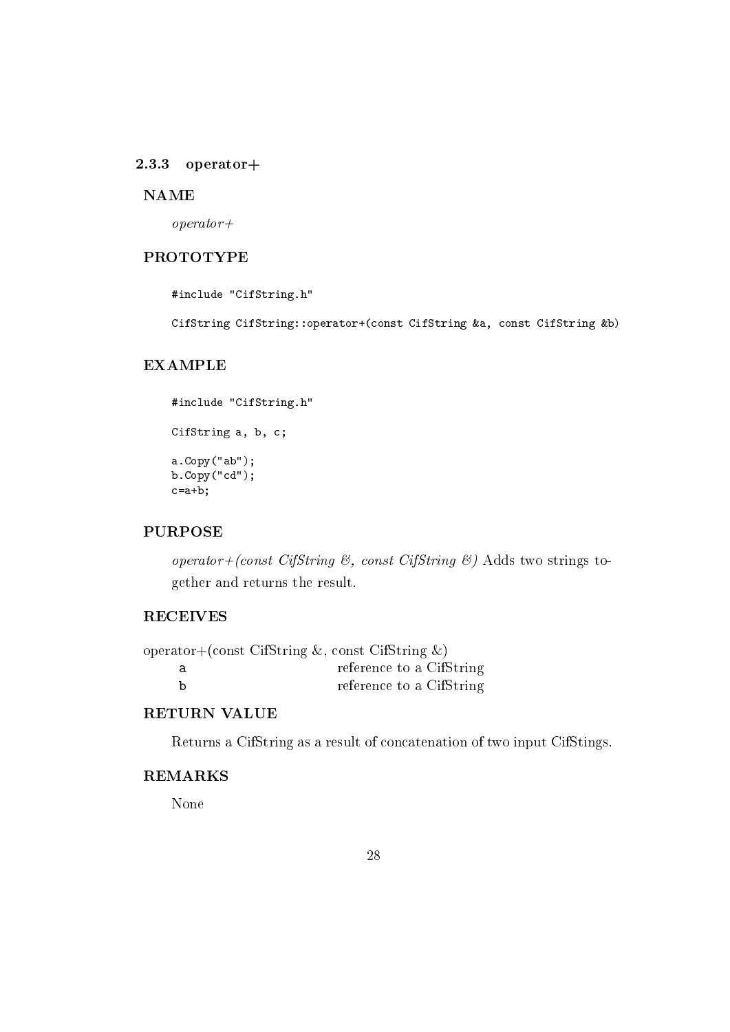### 2.3.3 operator+

**NAME**

*operator+*

**PROTOTYPE**

```
#include "CifString.h"

CifString CifString::operator+(const CifString &a, const CifString &b)
```

**EXAMPLE**

```
#include "CifString.h"

CifString a, b, c;

a.Copy("ab");
b.Copy("cd");
c=a+b;
```

**PURPOSE**

*operator+(const CifString &, const CifString &)* Adds two strings together and returns the result.

**RECEIVES**

operator+(const CifString &, const CifString &)

| | |
|---|---|
| `a` | reference to a CifString |
| `b` | reference to a CifString |

**RETURN VALUE**

Returns a CifString as a result of concatenation of two input CifStings.

**REMARKS**

None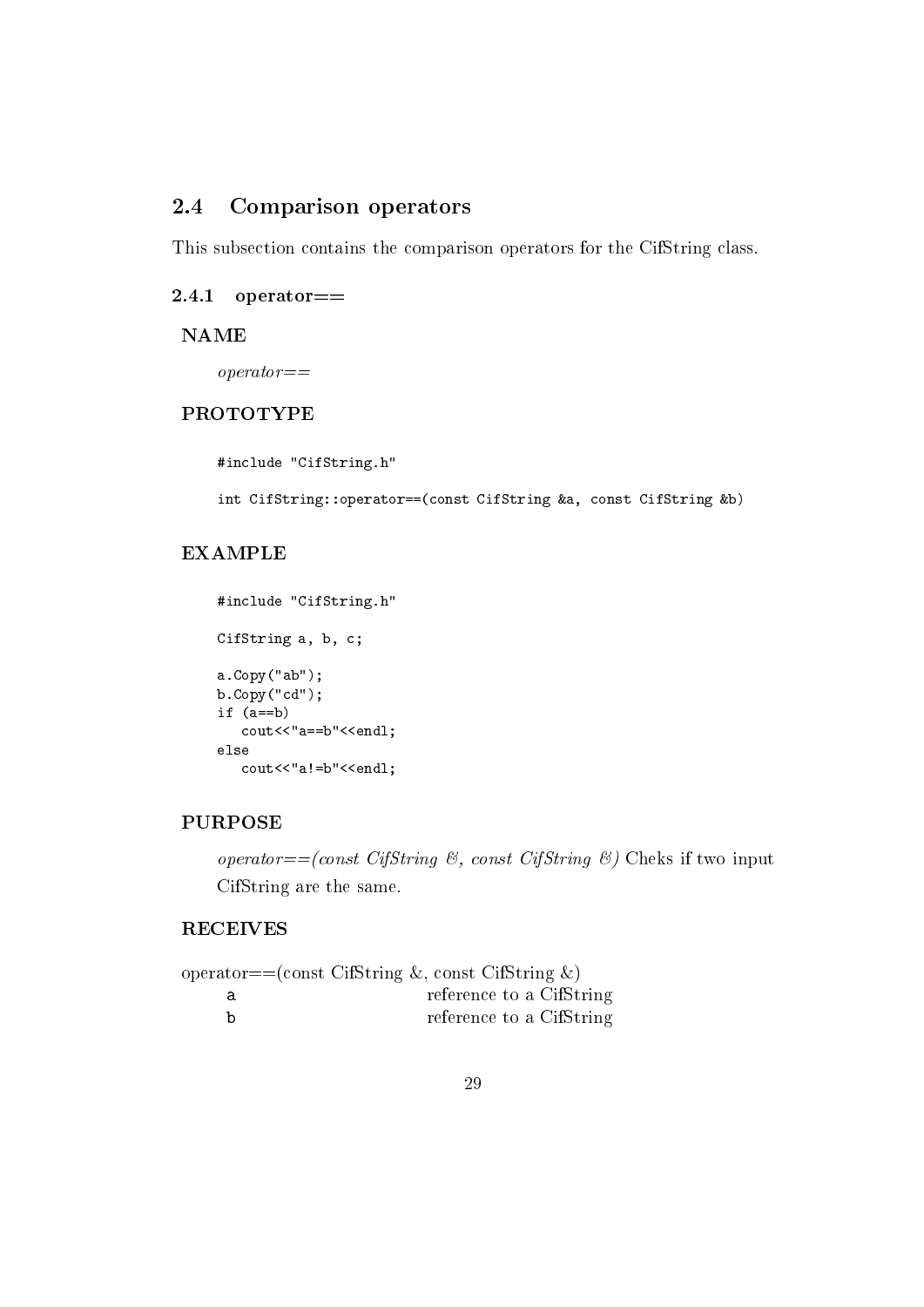## 2.4 Comparison operators

This subsection contains the comparison operators for the CifString class.

### 2.4.1 operator==

**NAME**

*operator==*

**PROTOTYPE**

```
#include "CifString.h"

int CifString::operator==(const CifString &a, const CifString &b)
```

**EXAMPLE**

```
#include "CifString.h"

CifString a, b, c;

a.Copy("ab");
b.Copy("cd");
if (a==b)
   cout<<"a==b"<<endl;
else
   cout<<"a!=b"<<endl;
```

**PURPOSE**

*operator==(const CifString &, const CifString &)* Cheks if two input CifString are the same.

**RECEIVES**

operator==(const CifString &, const CifString &)

| | |
|---|---|
| `a` | reference to a CifString |
| `b` | reference to a CifString |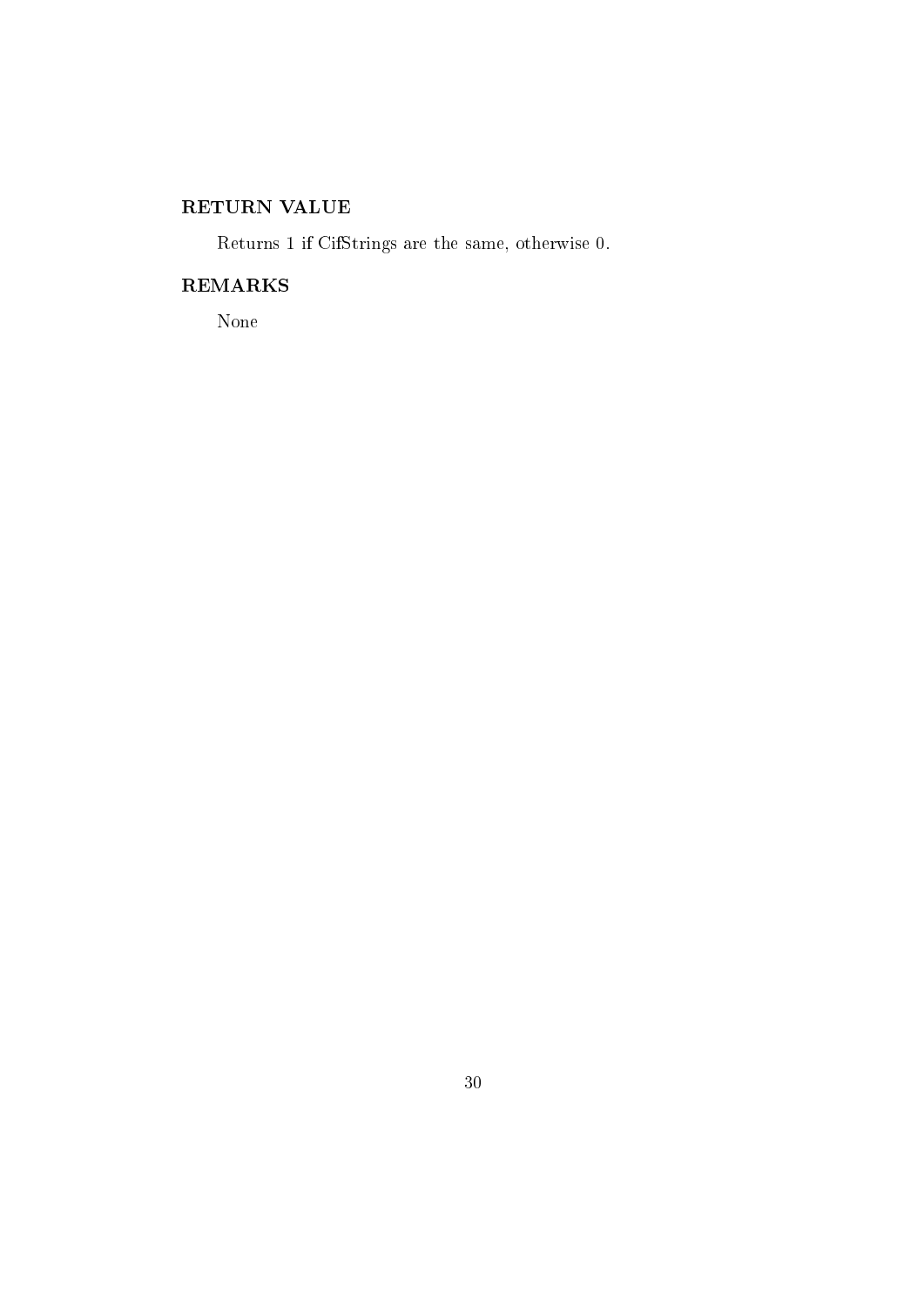### RETURN VALUE

Returns 1 if CifStrings are the same, otherwise 0.

### REMARKS

None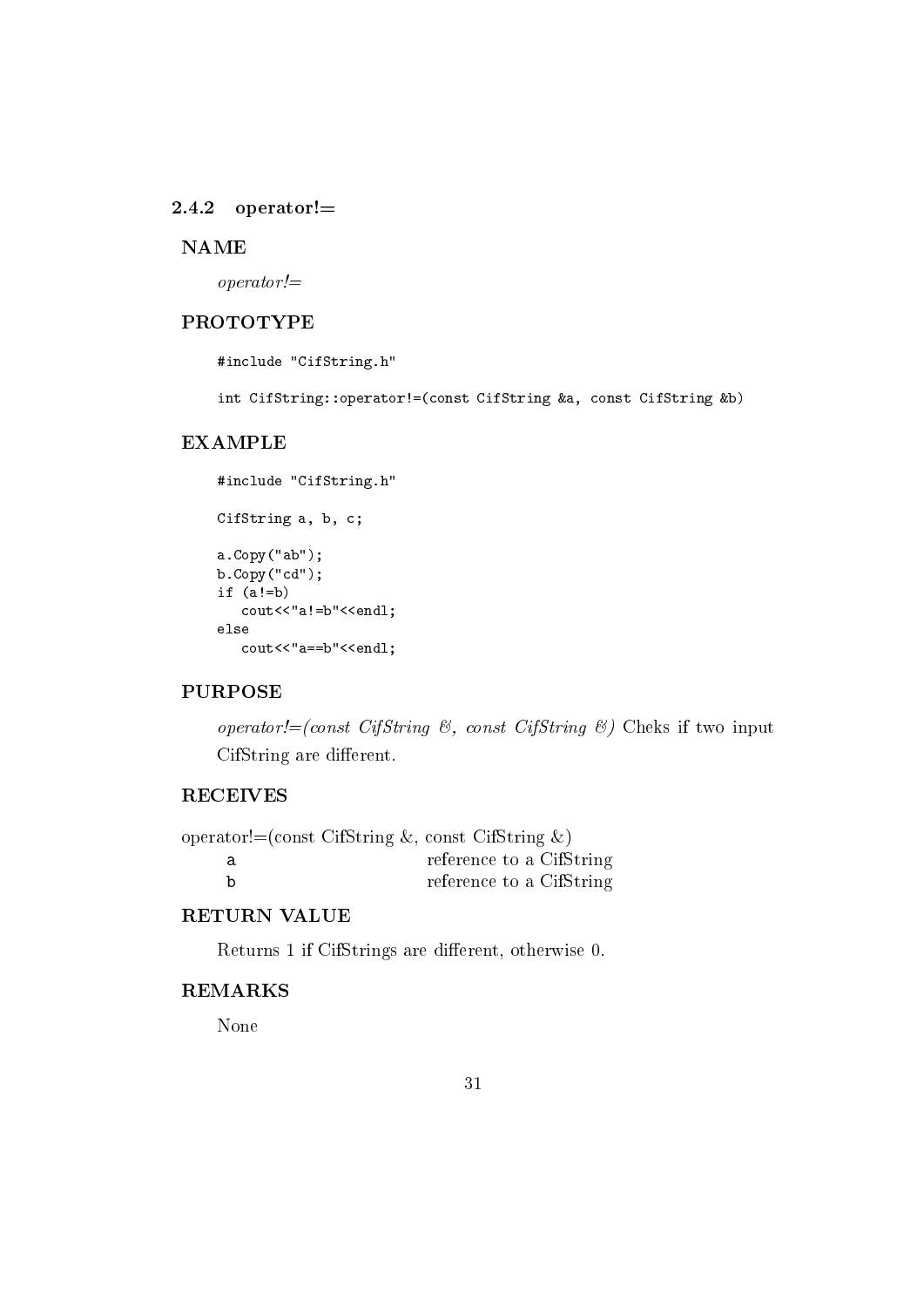### 2.4.2 operator!=

**NAME**

*operator!=*

**PROTOTYPE**

```
#include "CifString.h"

int CifString::operator!=(const CifString &a, const CifString &b)
```

**EXAMPLE**

```
#include "CifString.h"

CifString a, b, c;

a.Copy("ab");
b.Copy("cd");
if (a!=b)
   cout<<"a!=b"<<endl;
else
   cout<<"a==b"<<endl;
```

**PURPOSE**

*operator!=(const CifString &, const CifString &)* Cheks if two input CifString are different.

**RECEIVES**

operator!=(const CifString &, const CifString &)

| | |
|---|---|
| a | reference to a CifString |
| b | reference to a CifString |

**RETURN VALUE**

Returns 1 if CifStrings are different, otherwise 0.

**REMARKS**

None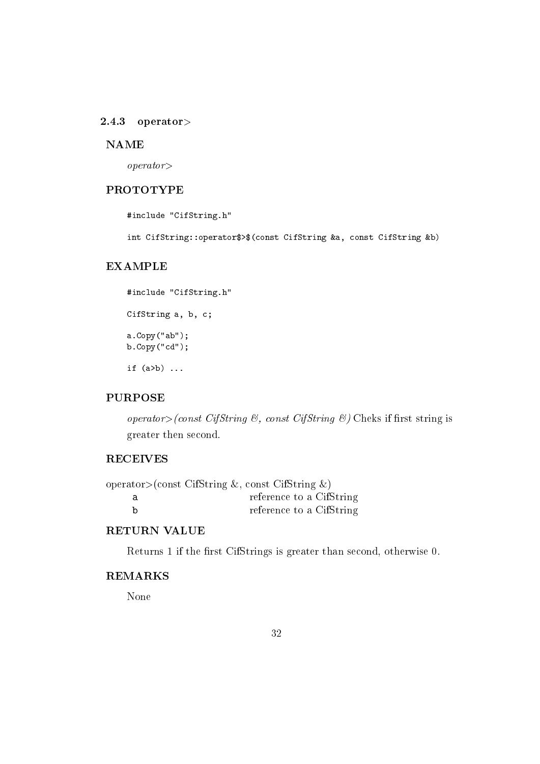### 2.4.3 operator>

#### NAME

*operator>*

#### PROTOTYPE

```
#include "CifString.h"

int CifString::operator$>$(const CifString &a, const CifString &b)
```

#### EXAMPLE

```
#include "CifString.h"

CifString a, b, c;

a.Copy("ab");
b.Copy("cd");

if (a>b) ...
```

#### PURPOSE

*operator>(const CifString &, const CifString &)* Cheks if first string is greater then second.

#### RECEIVES

operator>(const CifString &, const CifString &)

| | |
|---|---|
| a | reference to a CifString |
| b | reference to a CifString |

#### RETURN VALUE

Returns 1 if the first CifStrings is greater than second, otherwise 0.

#### REMARKS

None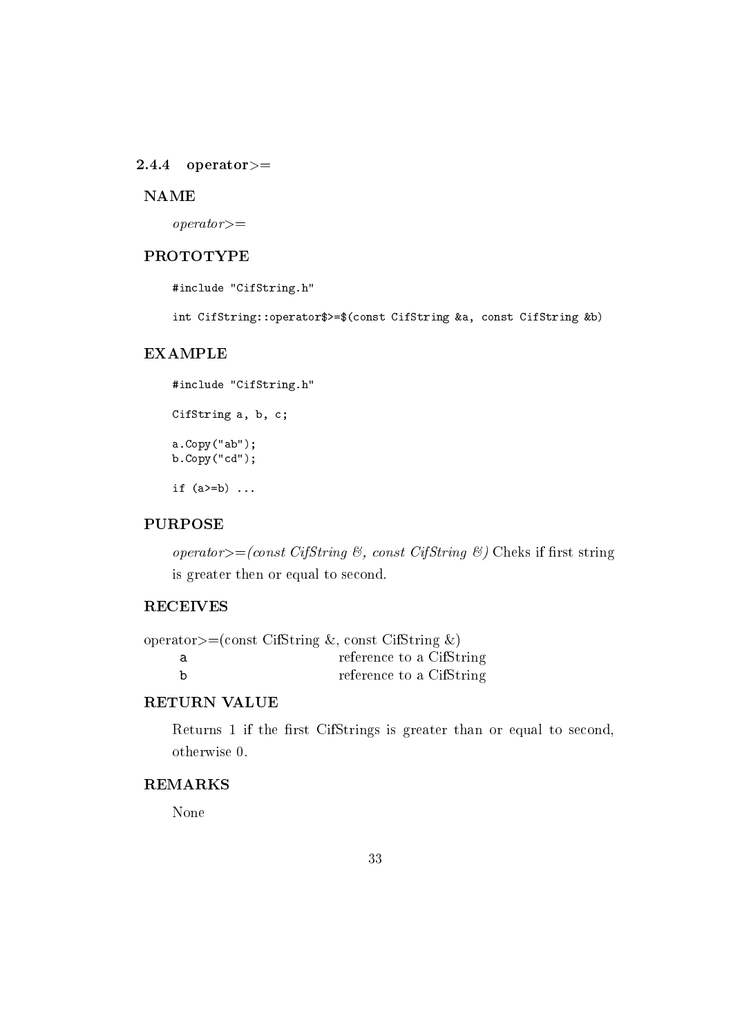### 2.4.4 operator>=

#### NAME

*operator>=*

#### PROTOTYPE

```
#include "CifString.h"

int CifString::operator$>=$(const CifString &a, const CifString &b)
```

#### EXAMPLE

```
#include "CifString.h"

CifString a, b, c;

a.Copy("ab");
b.Copy("cd");

if (a>=b) ...
```

#### PURPOSE

*operator>=(const CifString &, const CifString &)* Cheks if first string is greater then or equal to second.

#### RECEIVES

operator>=(const CifString &, const CifString &)

| | |
|---|---|
| a | reference to a CifString |
| b | reference to a CifString |

#### RETURN VALUE

Returns 1 if the first CifStrings is greater than or equal to second, otherwise 0.

#### REMARKS

None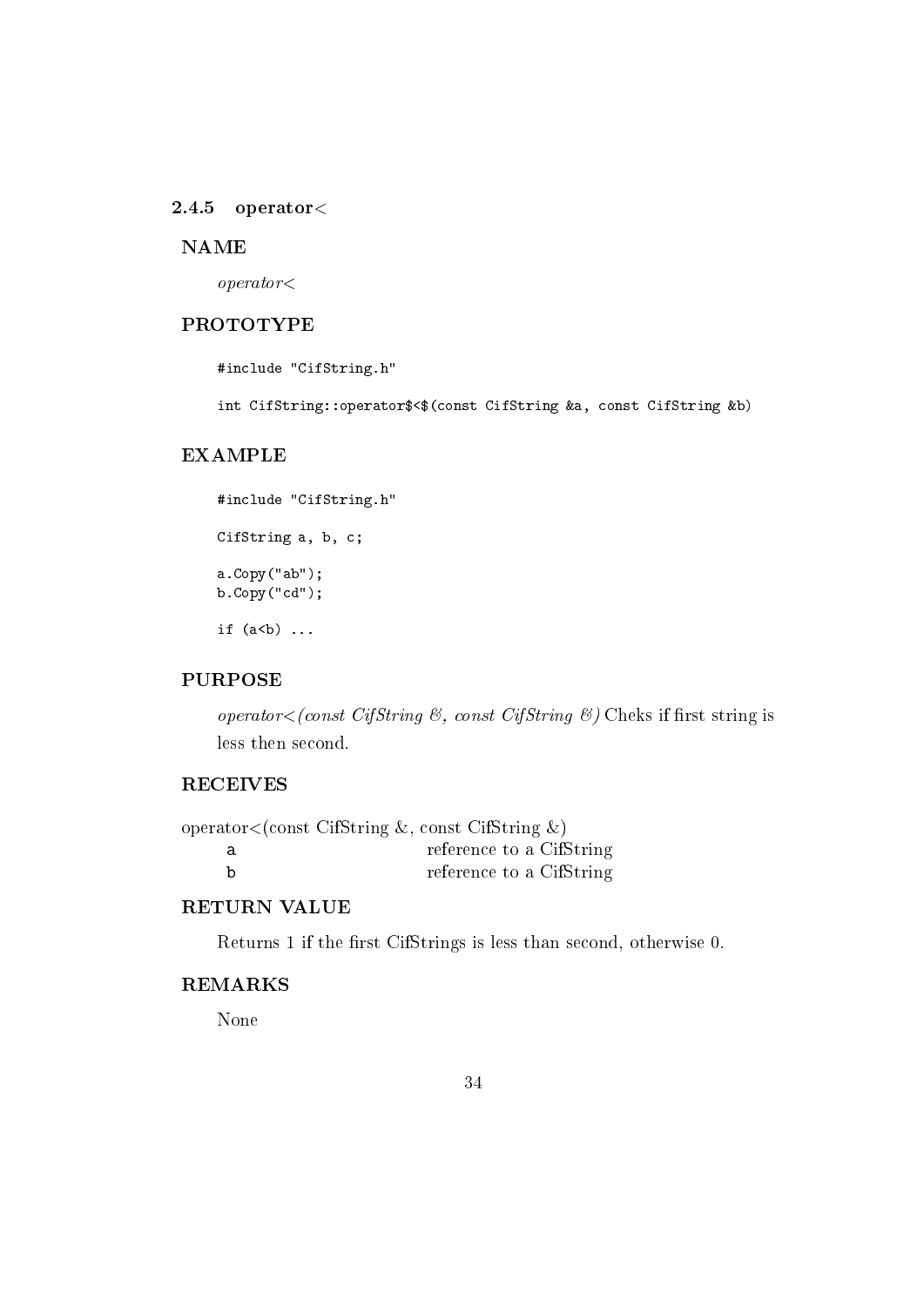### 2.4.5 operator<

#### NAME

*operator<*

#### PROTOTYPE

```
#include "CifString.h"

int CifString::operator$<$(const CifString &a, const CifString &b)
```

#### EXAMPLE

```
#include "CifString.h"

CifString a, b, c;

a.Copy("ab");
b.Copy("cd");

if (a<b) ...
```

#### PURPOSE

*operator<(const CifString &, const CifString &)* Cheks if first string is less then second.

#### RECEIVES

operator<(const CifString &, const CifString &)

| | |
|---|---|
| a | reference to a CifString |
| b | reference to a CifString |

#### RETURN VALUE

Returns 1 if the first CifStrings is less than second, otherwise 0.

#### REMARKS

None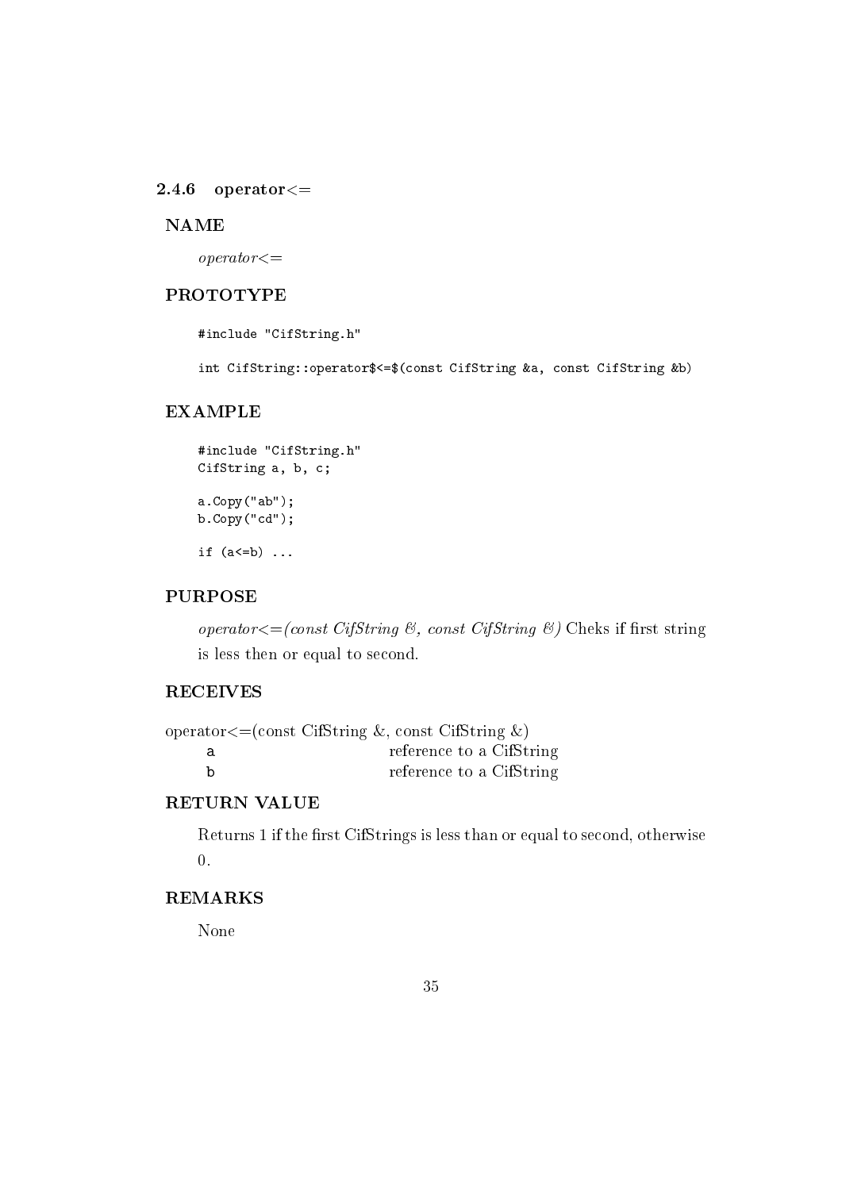### 2.4.6 operator<=

#### NAME

*operator<=*

#### PROTOTYPE

```
#include "CifString.h"

int CifString::operator$<=$(const CifString &a, const CifString &b)
```

#### EXAMPLE

```
#include "CifString.h"
CifString a, b, c;

a.Copy("ab");
b.Copy("cd");

if (a<=b) ...
```

#### PURPOSE

*operator<=(const CifString &, const CifString &)* Cheks if first string is less then or equal to second.

#### RECEIVES

operator<=(const CifString &, const CifString &)

| | |
|---|---|
| `a` | reference to a CifString |
| `b` | reference to a CifString |

#### RETURN VALUE

Returns 1 if the first CifStrings is less than or equal to second, otherwise 0.

#### REMARKS

None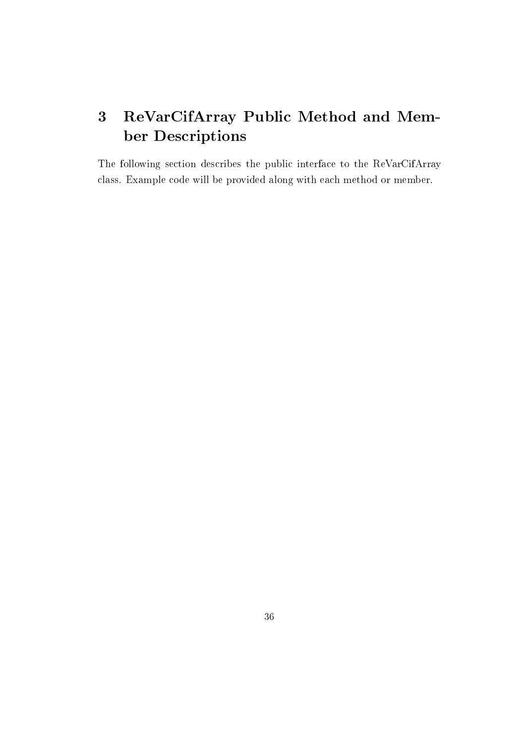# 3 ReVarCifArray Public Method and Member Descriptions

The following section describes the public interface to the ReVarCifArray class. Example code will be provided along with each method or member.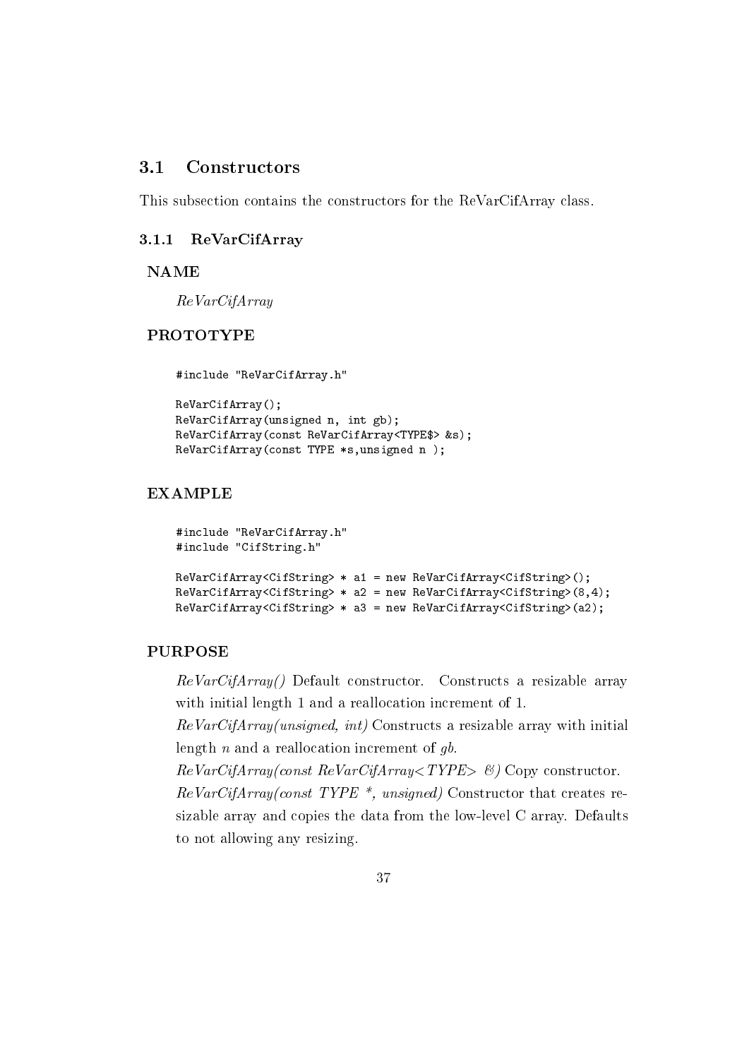## 3.1 Constructors

This subsection contains the constructors for the ReVarCifArray class.

### 3.1.1 ReVarCifArray

#### NAME

*ReVarCifArray*

#### PROTOTYPE

```
#include "ReVarCifArray.h"

ReVarCifArray();
ReVarCifArray(unsigned n, int gb);
ReVarCifArray(const ReVarCifArray<TYPE$> &s);
ReVarCifArray(const TYPE *s,unsigned n );
```

#### EXAMPLE

```
#include "ReVarCifArray.h"
#include "CifString.h"

ReVarCifArray<CifString> * a1 = new ReVarCifArray<CifString>();
ReVarCifArray<CifString> * a2 = new ReVarCifArray<CifString>(8,4);
ReVarCifArray<CifString> * a3 = new ReVarCifArray<CifString>(a2);
```

#### PURPOSE

*ReVarCifArray()* Default constructor. Constructs a resizable array with initial length 1 and a reallocation increment of 1.
*ReVarCifArray(unsigned, int)* Constructs a resizable array with initial length *n* and a reallocation increment of *gb*.
*ReVarCifArray(const ReVarCifArray<TYPE> &)* Copy constructor.
*ReVarCifArray(const TYPE *, unsigned)* Constructor that creates resizable array and copies the data from the low-level C array. Defaults to not allowing any resizing.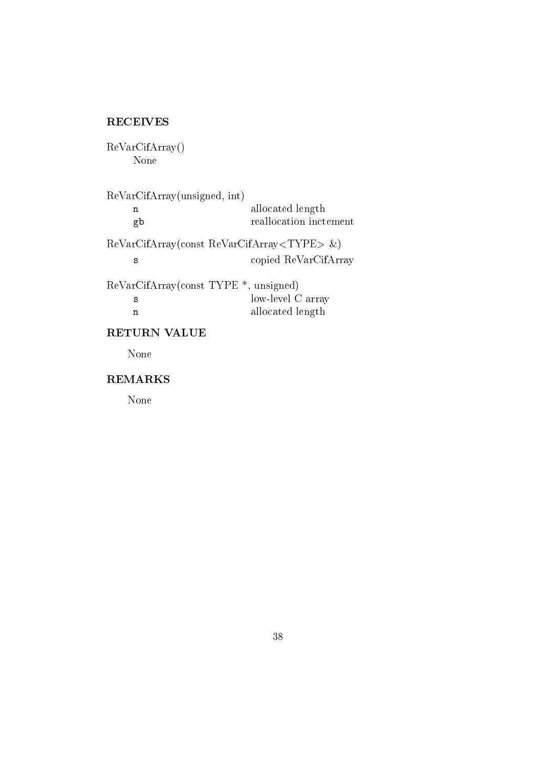### RECEIVES

ReVarCifArray()

None

ReVarCifArray(unsigned, int)

| | |
|---|---|
| `n` | allocated length |
| `gb` | reallocation inctement |

ReVarCifArray(const ReVarCifArray<TYPE> &)

| | |
|---|---|
| `s` | copied ReVarCifArray |

ReVarCifArray(const TYPE *, unsigned)

| | |
|---|---|
| `s` | low-level C array |
| `n` | allocated length |

### RETURN VALUE

None

### REMARKS

None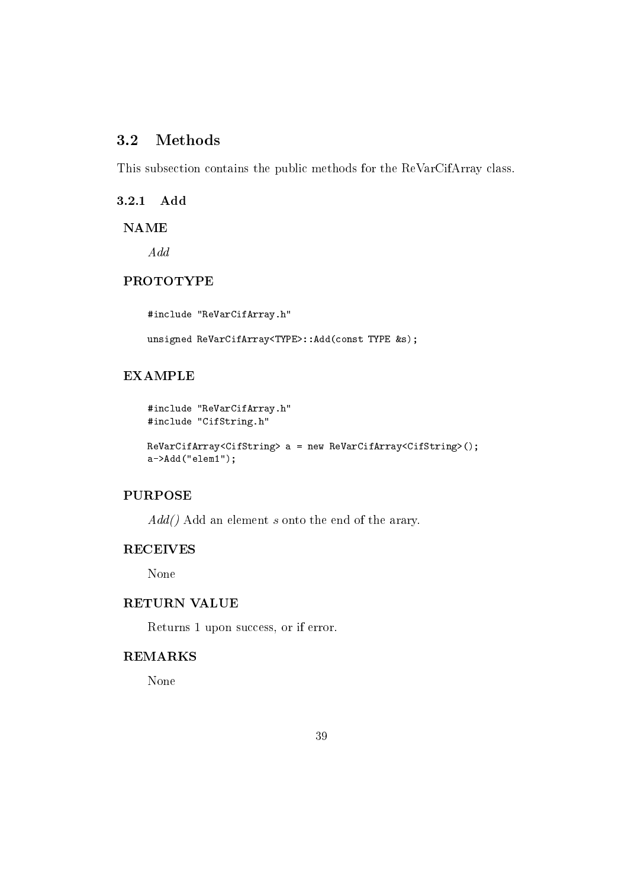## 3.2 Methods

This subsection contains the public methods for the ReVarCifArray class.

### 3.2.1 Add

**NAME**

*Add*

**PROTOTYPE**

```
#include "ReVarCifArray.h"

unsigned ReVarCifArray<TYPE>::Add(const TYPE &s);
```

**EXAMPLE**

```
#include "ReVarCifArray.h"
#include "CifString.h"

ReVarCifArray<CifString> a = new ReVarCifArray<CifString>();
a->Add("elem1");
```

**PURPOSE**

*Add()* Add an element *s* onto the end of the arary.

**RECEIVES**

None

**RETURN VALUE**

Returns 1 upon success, or if error.

**REMARKS**

None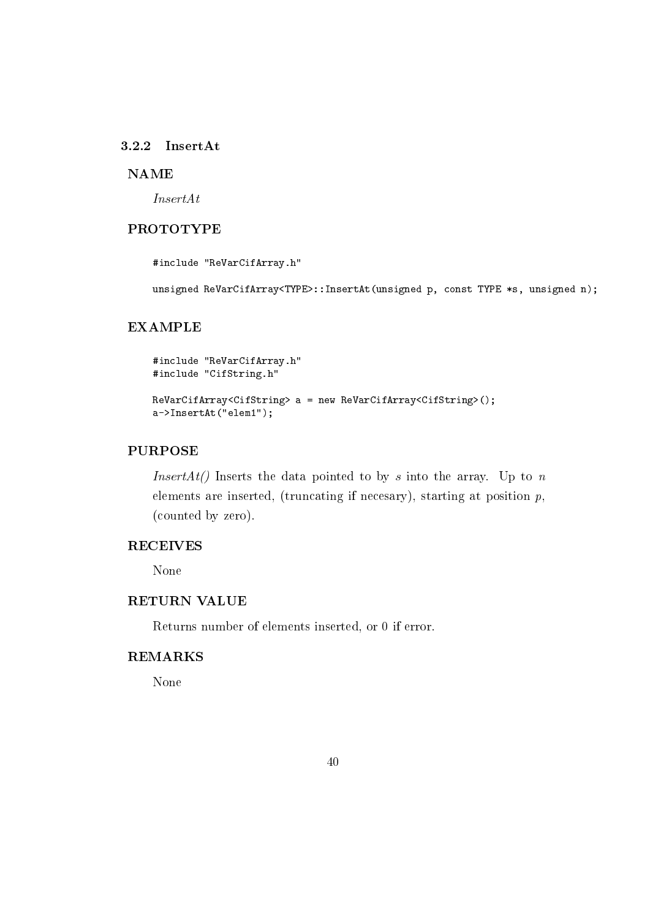### 3.2.2 InsertAt

#### NAME

*InsertAt*

#### PROTOTYPE

```
#include "ReVarCifArray.h"

unsigned ReVarCifArray<TYPE>::InsertAt(unsigned p, const TYPE *s, unsigned n);
```

#### EXAMPLE

```
#include "ReVarCifArray.h"
#include "CifString.h"

ReVarCifArray<CifString> a = new ReVarCifArray<CifString>();
a->InsertAt("elem1");
```

#### PURPOSE

*InsertAt()* Inserts the data pointed to by *s* into the array. Up to *n* elements are inserted, (truncating if necesary), starting at position *p*, (counted by zero).

#### RECEIVES

None

#### RETURN VALUE

Returns number of elements inserted, or 0 if error.

#### REMARKS

None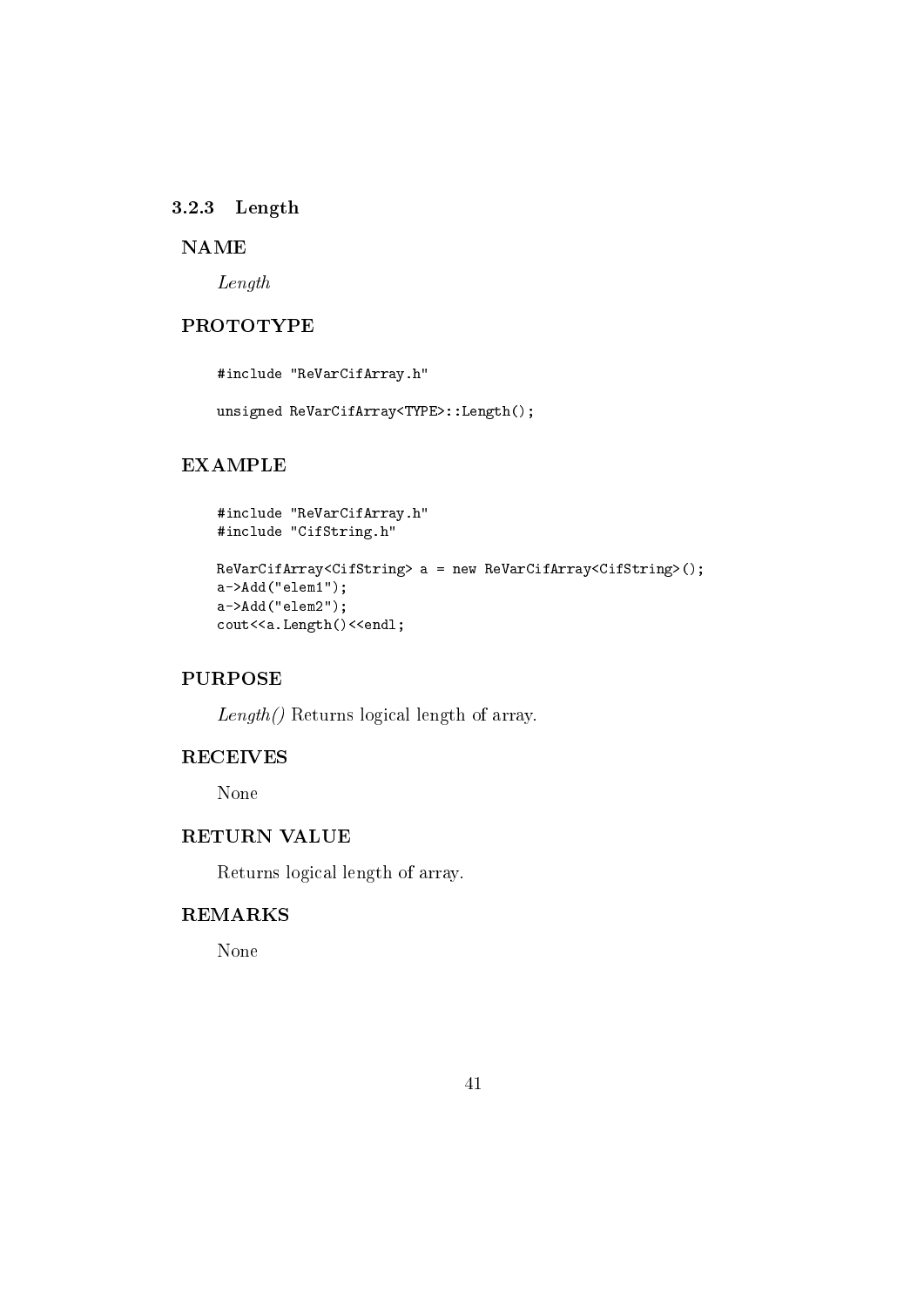### 3.2.3 Length

#### NAME

*Length*

#### PROTOTYPE

```
#include "ReVarCifArray.h"

unsigned ReVarCifArray<TYPE>::Length();
```

#### EXAMPLE

```
#include "ReVarCifArray.h"
#include "CifString.h"

ReVarCifArray<CifString> a = new ReVarCifArray<CifString>();
a->Add("elem1");
a->Add("elem2");
cout<<a.Length()<<endl;
```

#### PURPOSE

*Length()* Returns logical length of array.

#### RECEIVES

None

#### RETURN VALUE

Returns logical length of array.

#### REMARKS

None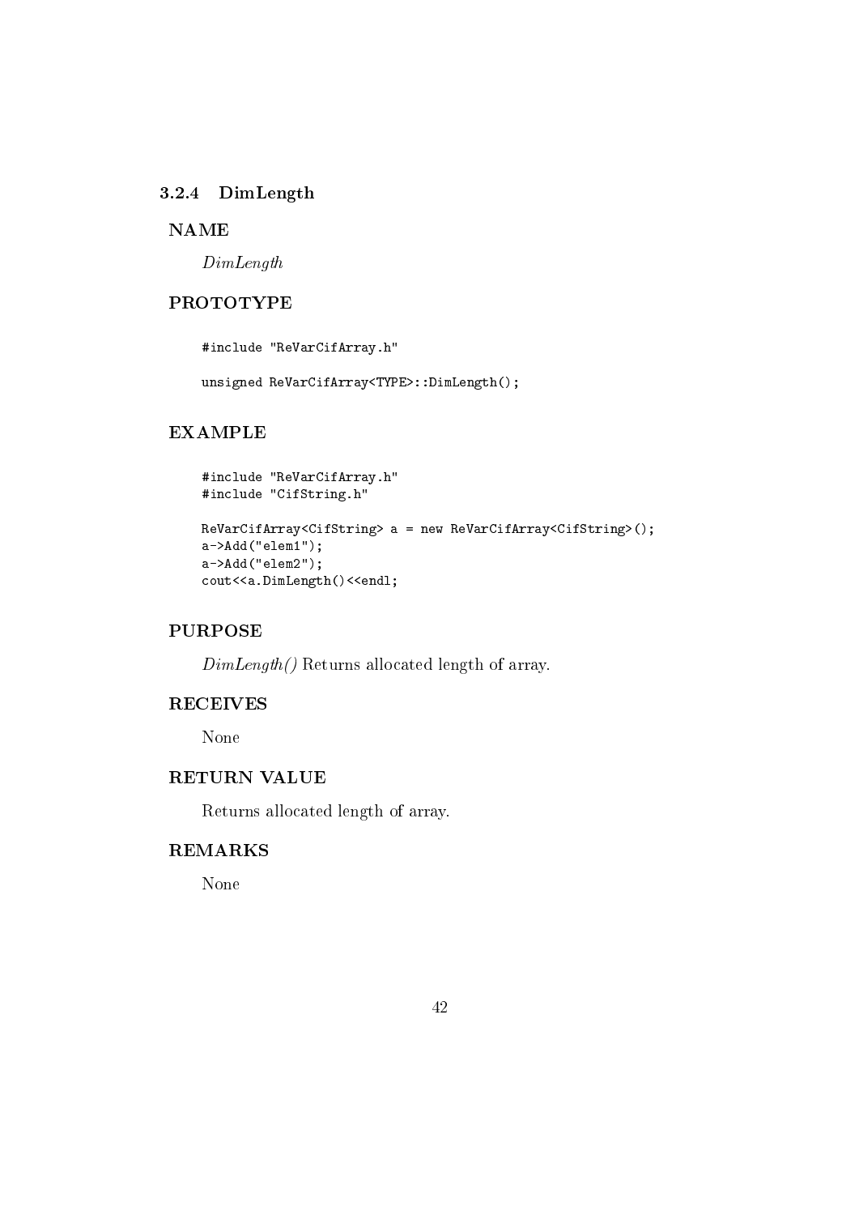### 3.2.4 DimLength

#### NAME

*DimLength*

#### PROTOTYPE

```
#include "ReVarCifArray.h"

unsigned ReVarCifArray<TYPE>::DimLength();
```

#### EXAMPLE

```
#include "ReVarCifArray.h"
#include "CifString.h"

ReVarCifArray<CifString> a = new ReVarCifArray<CifString>();
a->Add("elem1");
a->Add("elem2");
cout<<a.DimLength()<<endl;
```

#### PURPOSE

*DimLength()* Returns allocated length of array.

#### RECEIVES

None

#### RETURN VALUE

Returns allocated length of array.

#### REMARKS

None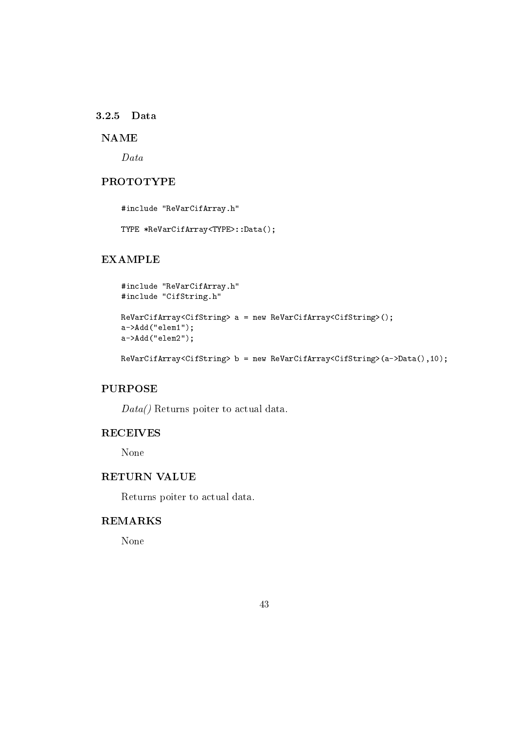### 3.2.5 Data

**NAME**

*Data*

**PROTOTYPE**

```
#include "ReVarCifArray.h"

TYPE *ReVarCifArray<TYPE>::Data();
```

**EXAMPLE**

```
#include "ReVarCifArray.h"
#include "CifString.h"

ReVarCifArray<CifString> a = new ReVarCifArray<CifString>();
a->Add("elem1");
a->Add("elem2");

ReVarCifArray<CifString> b = new ReVarCifArray<CifString>(a->Data(),10);
```

**PURPOSE**

*Data()* Returns poiter to actual data.

**RECEIVES**

None

**RETURN VALUE**

Returns poiter to actual data.

**REMARKS**

None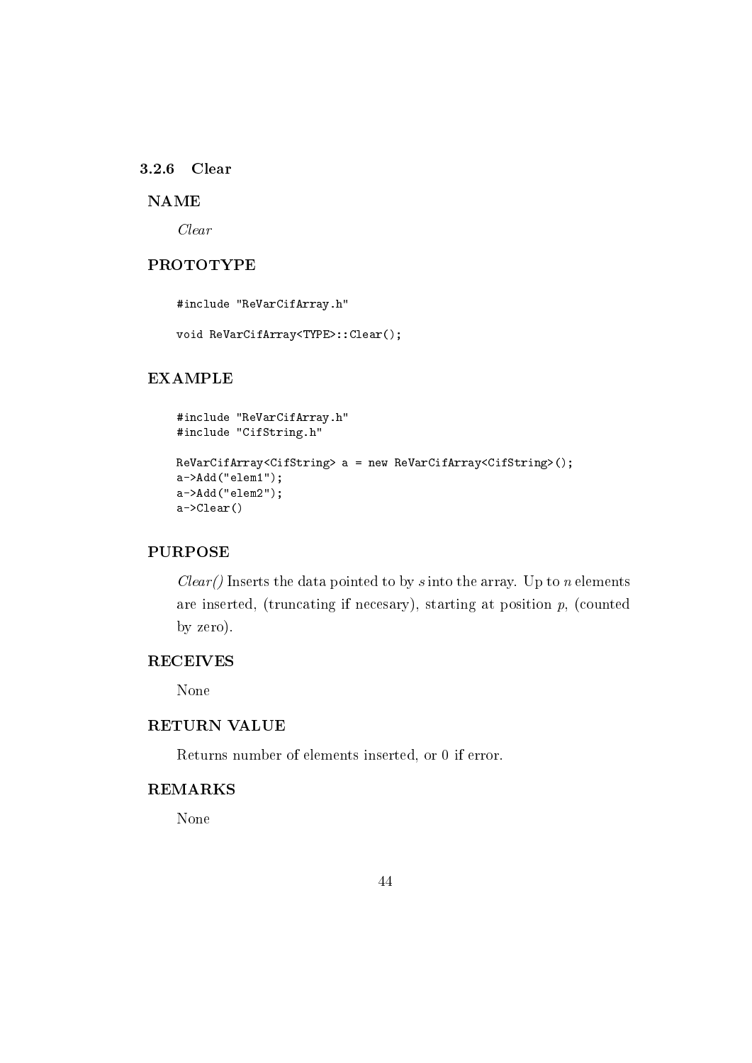### 3.2.6 Clear

#### NAME

*Clear*

#### PROTOTYPE

```
#include "ReVarCifArray.h"

void ReVarCifArray<TYPE>::Clear();
```

#### EXAMPLE

```
#include "ReVarCifArray.h"
#include "CifString.h"

ReVarCifArray<CifString> a = new ReVarCifArray<CifString>();
a->Add("elem1");
a->Add("elem2");
a->Clear()
```

#### PURPOSE

*Clear()* Inserts the data pointed to by $s$ into the array. Up to $n$ elements are inserted, (truncating if necesary), starting at position $p$, (counted by zero).

#### RECEIVES

None

#### RETURN VALUE

Returns number of elements inserted, or 0 if error.

#### REMARKS

None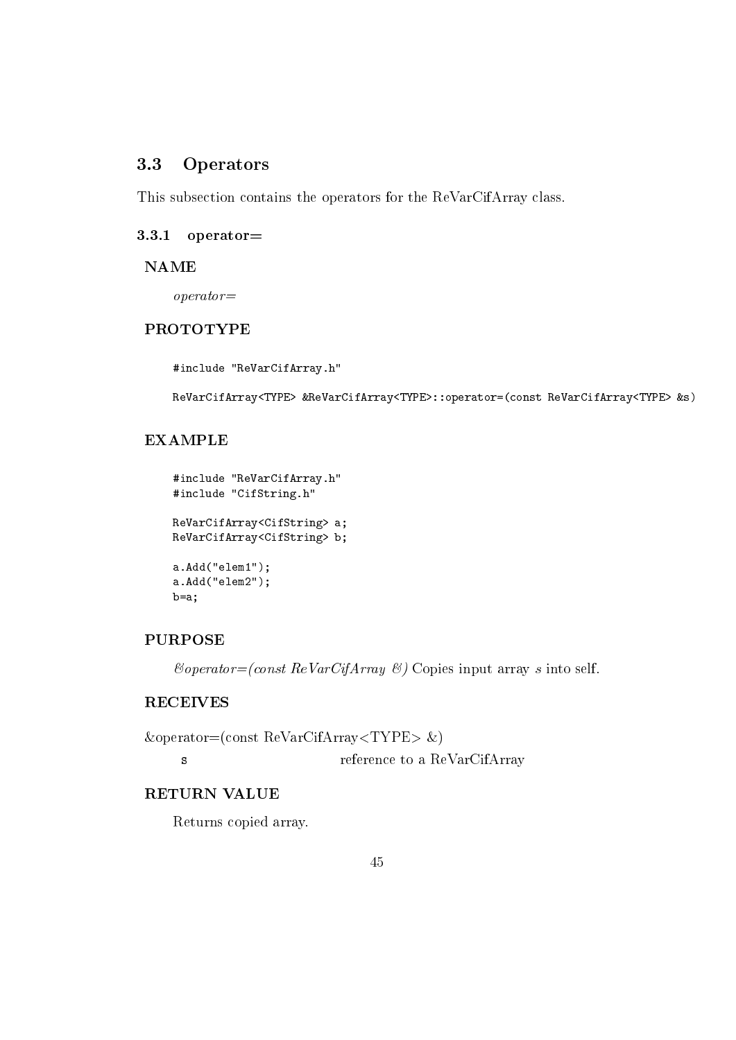## 3.3 Operators

This subsection contains the operators for the ReVarCifArray class.

### 3.3.1 operator=

#### NAME

*operator=*

#### PROTOTYPE

```
#include "ReVarCifArray.h"

ReVarCifArray<TYPE> &ReVarCifArray<TYPE>::operator=(const ReVarCifArray<TYPE> &s)
```

#### EXAMPLE

```
#include "ReVarCifArray.h"
#include "CifString.h"

ReVarCifArray<CifString> a;
ReVarCifArray<CifString> b;

a.Add("elem1");
a.Add("elem2");
b=a;
```

#### PURPOSE

*&operator=(const ReVarCifArray &)* Copies input array *s* into self.

#### RECEIVES

&operator=(const ReVarCifArray<TYPE> &)

| | |
|---|---|
| `s` | reference to a ReVarCifArray |

#### RETURN VALUE

Returns copied array.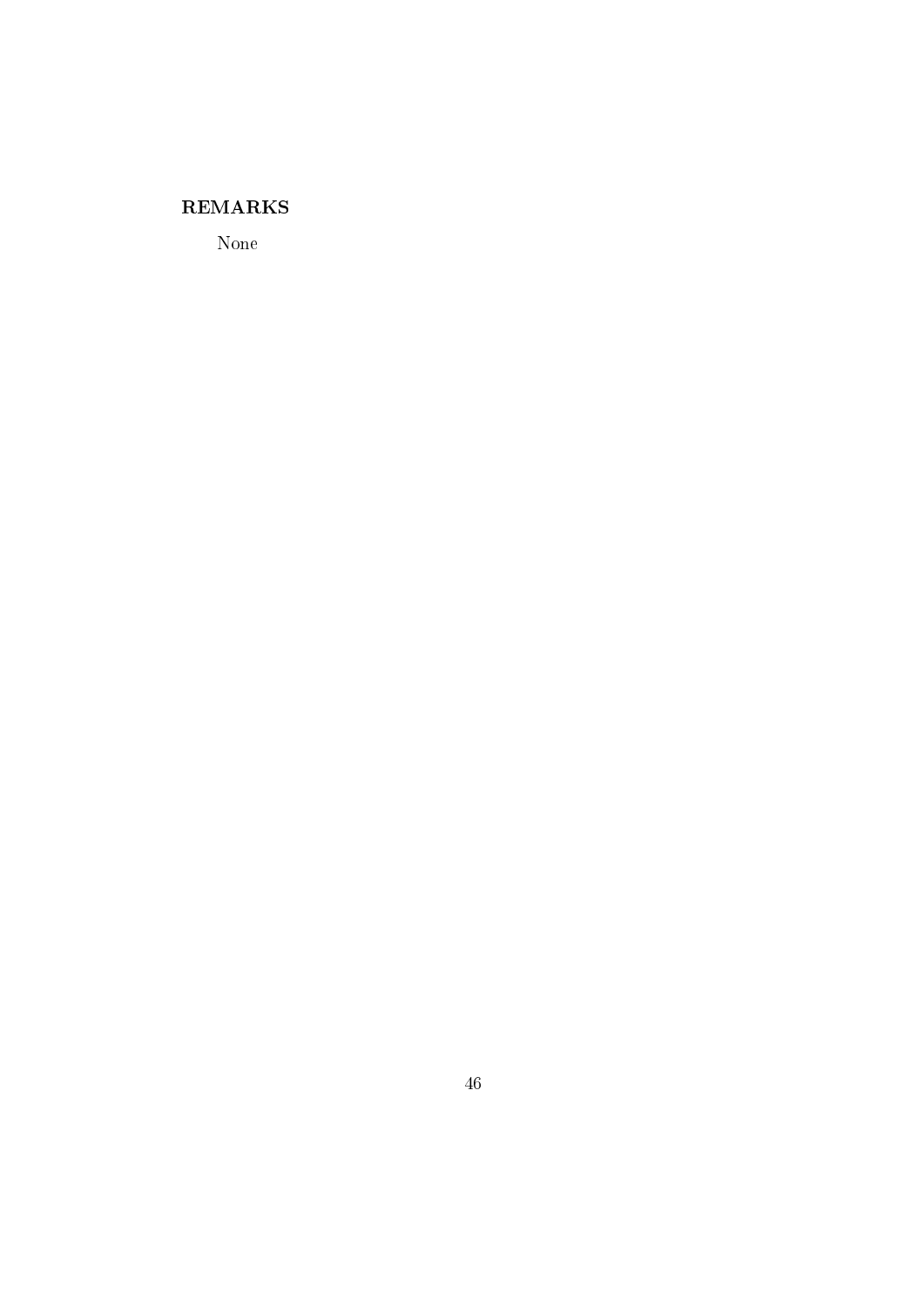**REMARKS**

None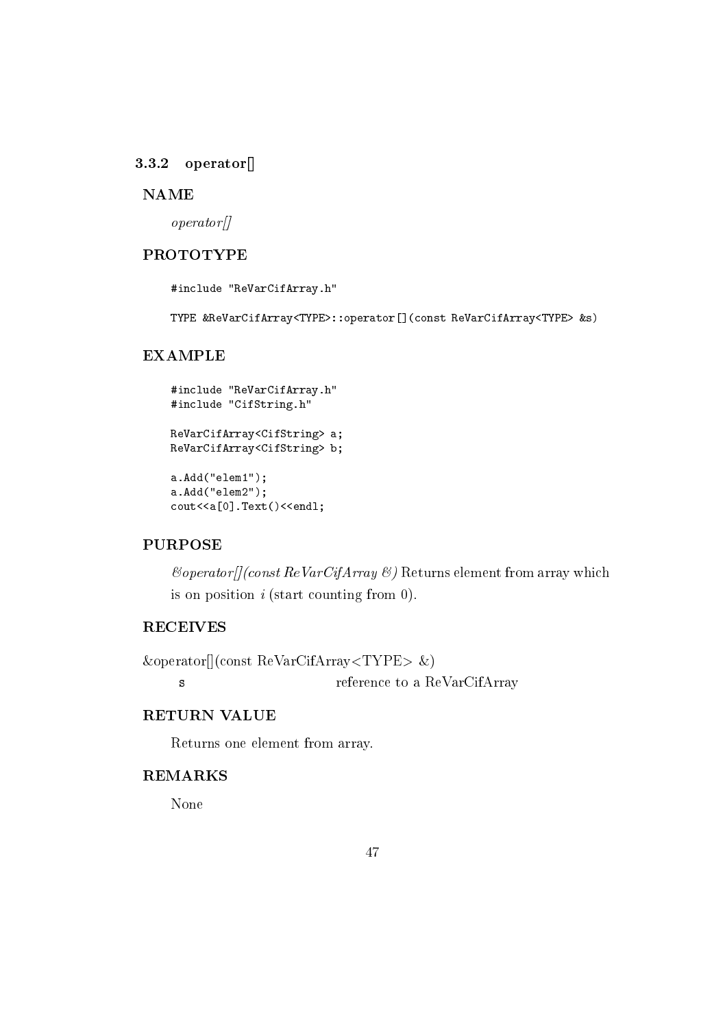### 3.3.2 operator[]

**NAME**

*operator[]*

**PROTOTYPE**

```
#include "ReVarCifArray.h"

TYPE &ReVarCifArray<TYPE>::operator[](const ReVarCifArray<TYPE> &s)
```

**EXAMPLE**

```
#include "ReVarCifArray.h"
#include "CifString.h"

ReVarCifArray<CifString> a;
ReVarCifArray<CifString> b;

a.Add("elem1");
a.Add("elem2");
cout<<a[0].Text()<<endl;
```

**PURPOSE**

*&operator[](const ReVarCifArray &)* Returns element from array which is on position $i$ (start counting from 0).

**RECEIVES**

&operator[](const ReVarCifArray<TYPE> &)

| | |
|---|---|
| `s` | reference to a ReVarCifArray |

**RETURN VALUE**

Returns one element from array.

**REMARKS**

None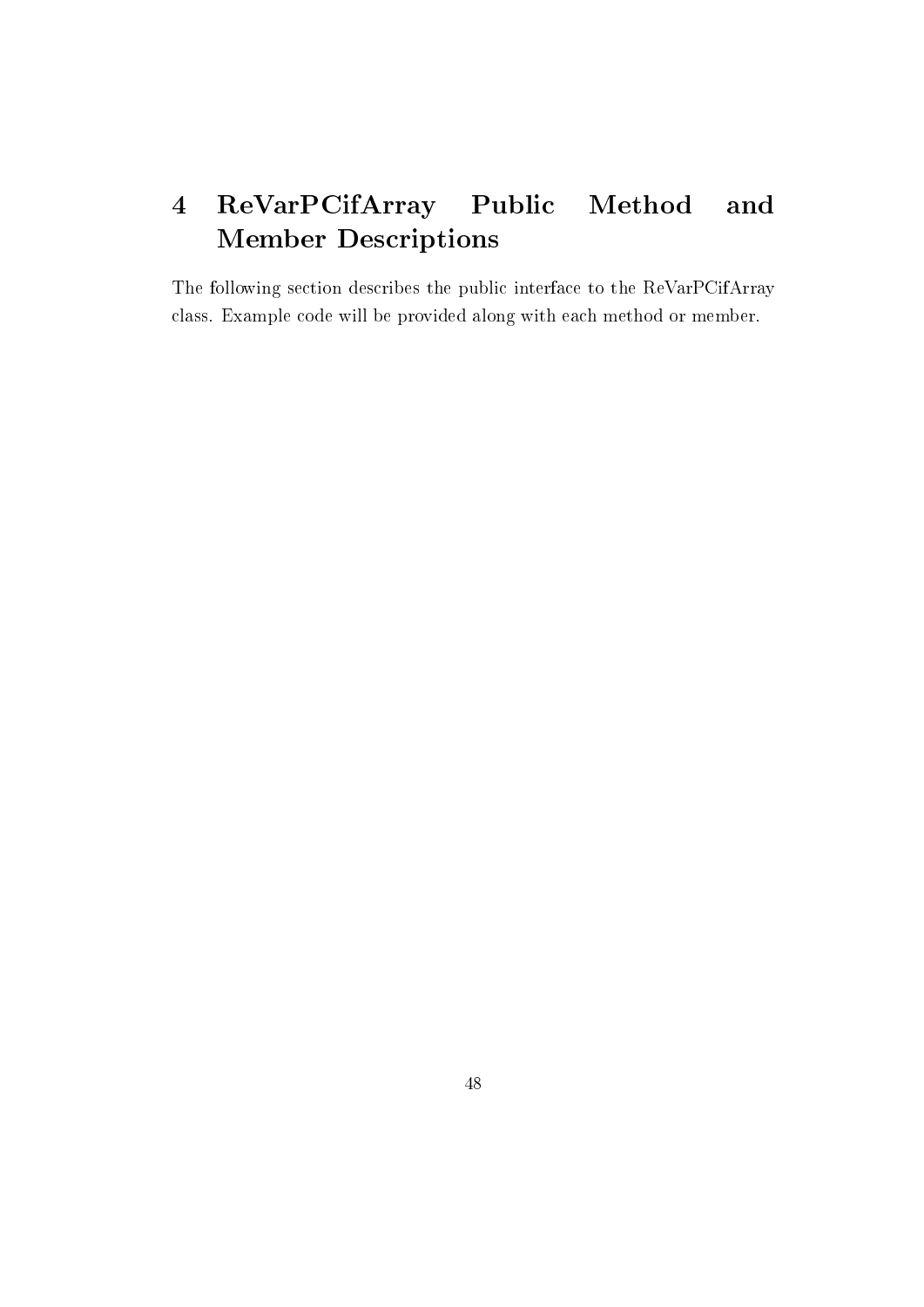# 4 ReVarPCifArray Public Method and Member Descriptions

The following section describes the public interface to the ReVarPCifArray class. Example code will be provided along with each method or member.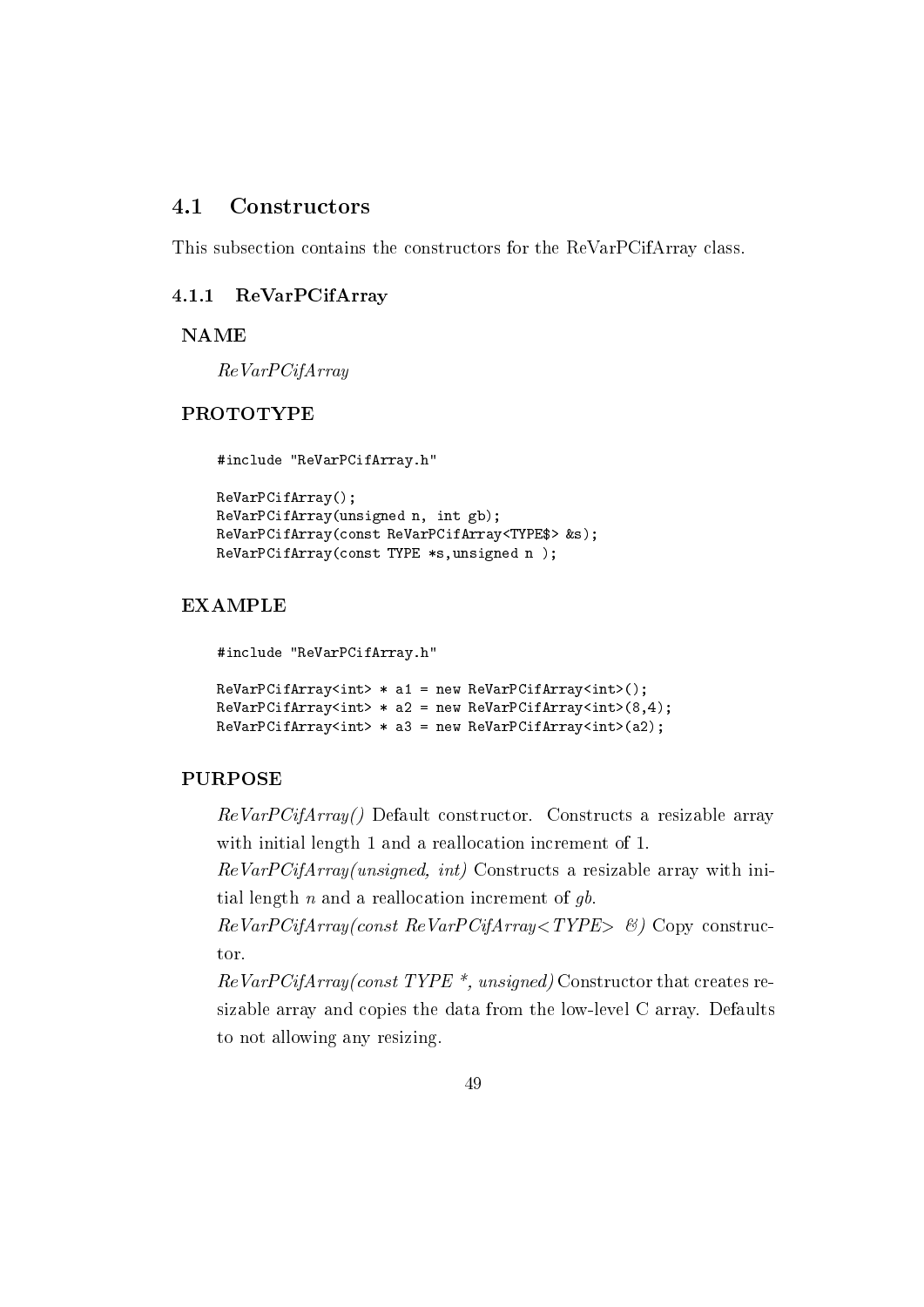## 4.1 Constructors

This subsection contains the constructors for the ReVarPCifArray class.

### 4.1.1 ReVarPCifArray

#### NAME

*ReVarPCifArray*

#### PROTOTYPE

```
#include "ReVarPCifArray.h"

ReVarPCifArray();
ReVarPCifArray(unsigned n, int gb);
ReVarPCifArray(const ReVarPCifArray<TYPE$> &s);
ReVarPCifArray(const TYPE *s,unsigned n );
```

#### EXAMPLE

```
#include "ReVarPCifArray.h"

ReVarPCifArray<int> * a1 = new ReVarPCifArray<int>();
ReVarPCifArray<int> * a2 = new ReVarPCifArray<int>(8,4);
ReVarPCifArray<int> * a3 = new ReVarPCifArray<int>(a2);
```

#### PURPOSE

*ReVarPCifArray()* Default constructor. Constructs a resizable array with initial length 1 and a reallocation increment of 1.

*ReVarPCifArray(unsigned, int)* Constructs a resizable array with initial length *n* and a reallocation increment of *gb*.

*ReVarPCifArray(const ReVarPCifArray<TYPE> &)* Copy constructor.

*ReVarPCifArray(const TYPE *, unsigned)* Constructor that creates resizable array and copies the data from the low-level C array. Defaults to not allowing any resizing.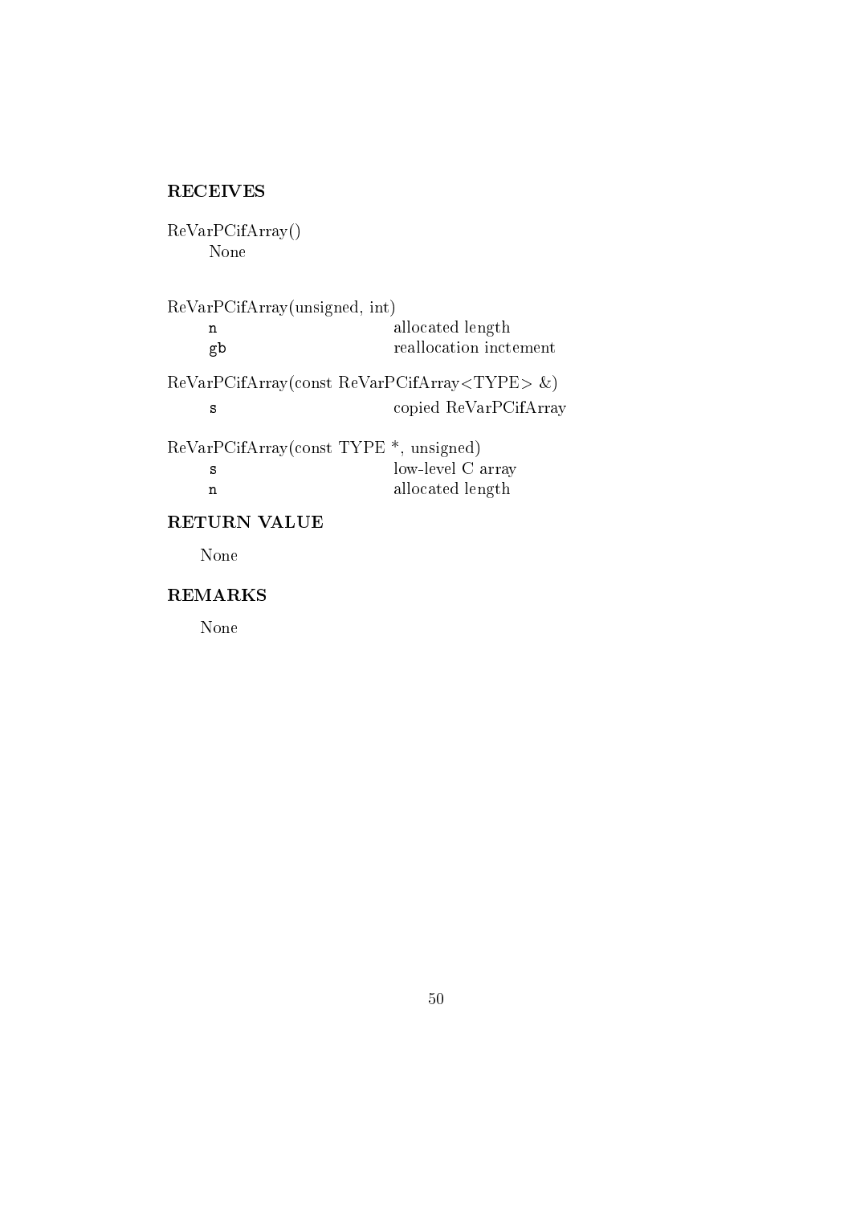## RECEIVES

ReVarPCifArray()
: None

ReVarPCifArray(unsigned, int)

| | |
|---|---|
| `n` | allocated length |
| `gb` | reallocation inctement |

ReVarPCifArray(const ReVarPCifArray<TYPE> &)

| | |
|---|---|
| `s` | copied ReVarPCifArray |

ReVarPCifArray(const TYPE *, unsigned)

| | |
|---|---|
| `s` | low-level C array |
| `n` | allocated length |

## RETURN VALUE

None

## REMARKS

None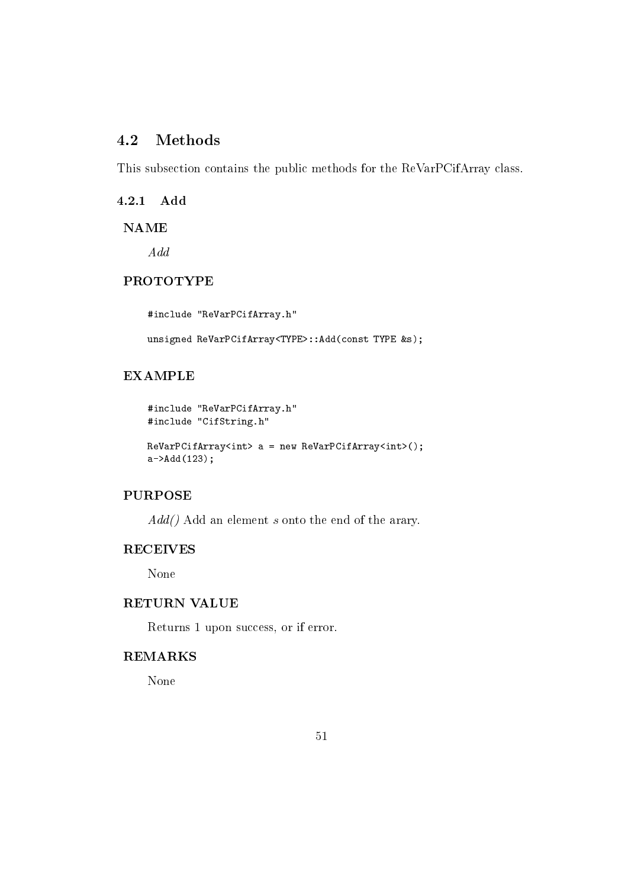## 4.2 Methods

This subsection contains the public methods for the ReVarPCifArray class.

### 4.2.1 Add

**NAME**

*Add*

**PROTOTYPE**

```
#include "ReVarPCifArray.h"

unsigned ReVarPCifArray<TYPE>::Add(const TYPE &s);
```

**EXAMPLE**

```
#include "ReVarPCifArray.h"
#include "CifString.h"

ReVarPCifArray<int> a = new ReVarPCifArray<int>();
a->Add(123);
```

**PURPOSE**

*Add()* Add an element *s* onto the end of the arary.

**RECEIVES**

None

**RETURN VALUE**

Returns 1 upon success, or if error.

**REMARKS**

None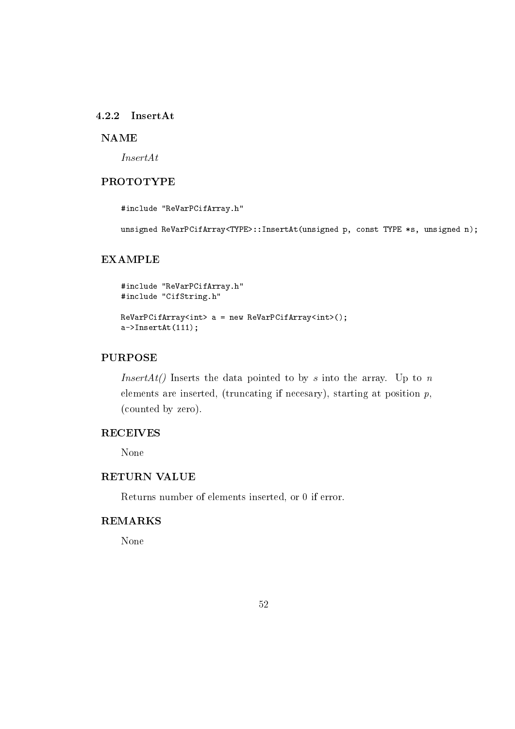### 4.2.2 InsertAt

#### NAME

*InsertAt*

#### PROTOTYPE

```
#include "ReVarPCifArray.h"

unsigned ReVarPCifArray<TYPE>::InsertAt(unsigned p, const TYPE *s, unsigned n);
```

#### EXAMPLE

```
#include "ReVarPCifArray.h"
#include "CifString.h"

ReVarPCifArray<int> a = new ReVarPCifArray<int>();
a->InsertAt(111);
```

#### PURPOSE

*InsertAt()* Inserts the data pointed to by *s* into the array. Up to *n* elements are inserted, (truncating if necesary), starting at position *p*, (counted by zero).

#### RECEIVES

None

#### RETURN VALUE

Returns number of elements inserted, or 0 if error.

#### REMARKS

None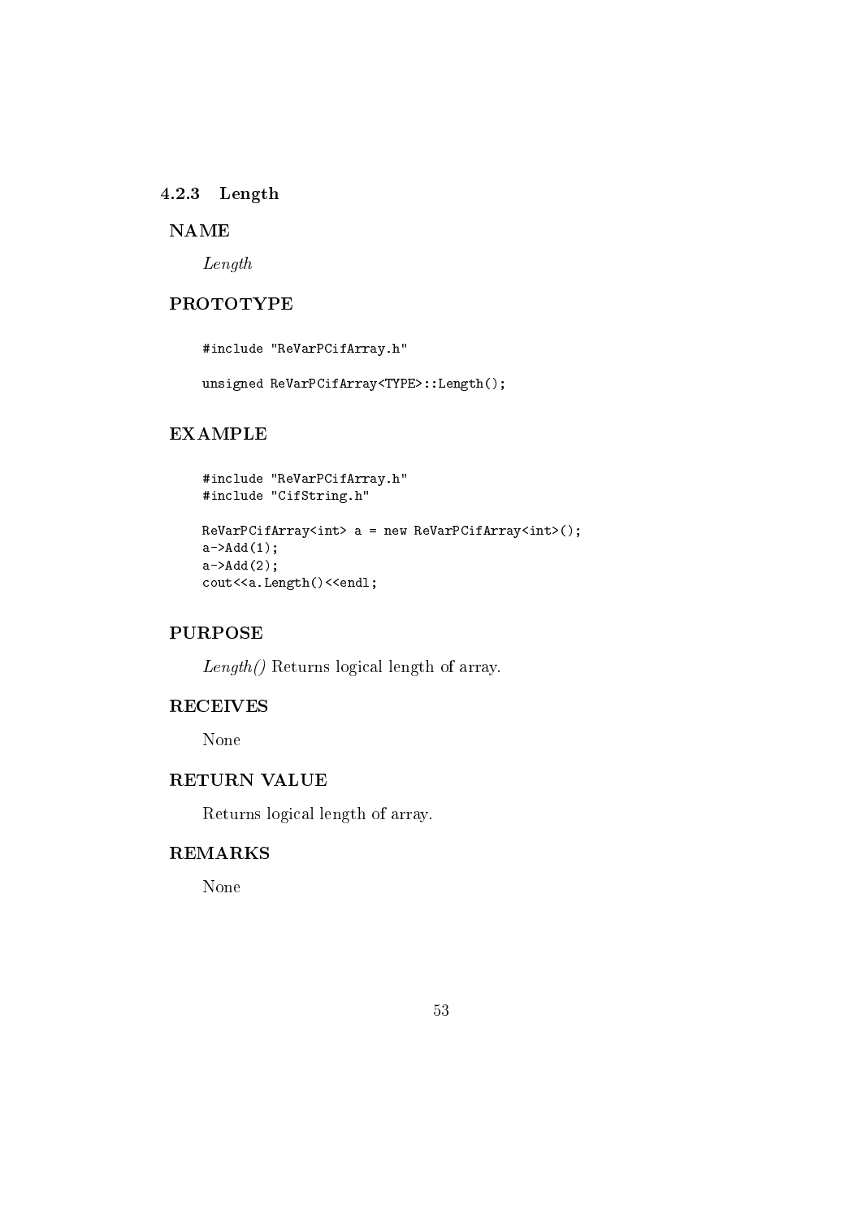### 4.2.3 Length

#### NAME

*Length*

#### PROTOTYPE

```
#include "ReVarPCifArray.h"

unsigned ReVarPCifArray<TYPE>::Length();
```

#### EXAMPLE

```
#include "ReVarPCifArray.h"
#include "CifString.h"

ReVarPCifArray<int> a = new ReVarPCifArray<int>();
a->Add(1);
a->Add(2);
cout<<a.Length()<<endl;
```

#### PURPOSE

*Length()* Returns logical length of array.

#### RECEIVES

None

#### RETURN VALUE

Returns logical length of array.

#### REMARKS

None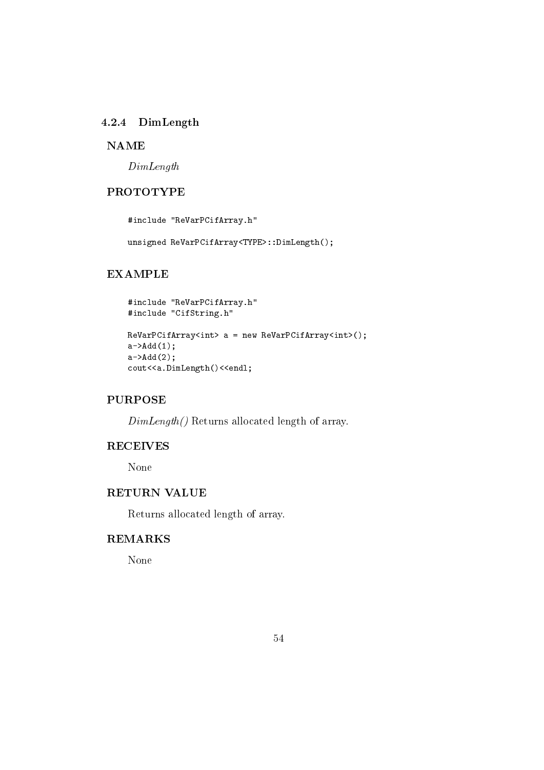### 4.2.4 DimLength

#### NAME

*DimLength*

#### PROTOTYPE

```
#include "ReVarPCifArray.h"

unsigned ReVarPCifArray<TYPE>::DimLength();
```

#### EXAMPLE

```
#include "ReVarPCifArray.h"
#include "CifString.h"

ReVarPCifArray<int> a = new ReVarPCifArray<int>();
a->Add(1);
a->Add(2);
cout<<a.DimLength()<<endl;
```

#### PURPOSE

*DimLength()* Returns allocated length of array.

#### RECEIVES

None

#### RETURN VALUE

Returns allocated length of array.

#### REMARKS

None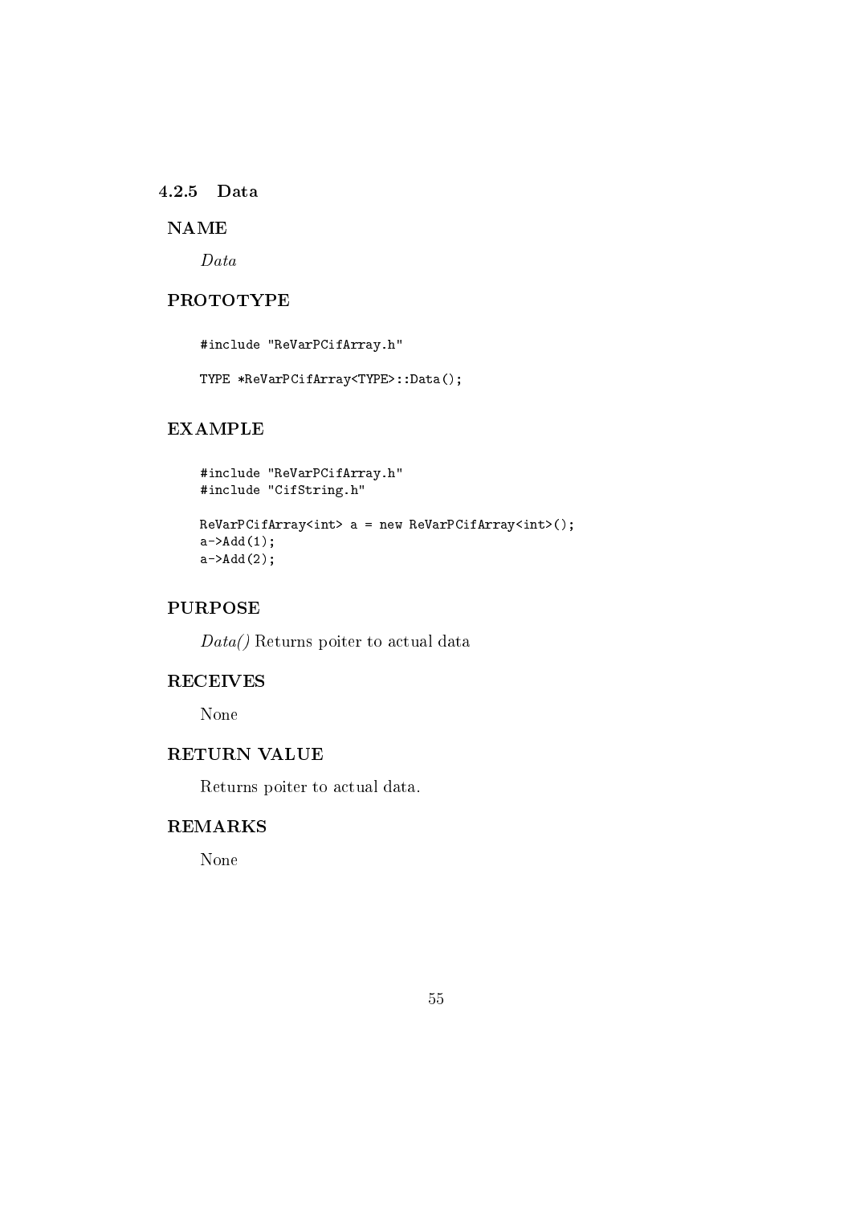### 4.2.5 Data

#### NAME

*Data*

#### PROTOTYPE

```
#include "ReVarPCifArray.h"

TYPE *ReVarPCifArray<TYPE>::Data();
```

#### EXAMPLE

```
#include "ReVarPCifArray.h"
#include "CifString.h"

ReVarPCifArray<int> a = new ReVarPCifArray<int>();
a->Add(1);
a->Add(2);
```

#### PURPOSE

*Data()* Returns poiter to actual data

#### RECEIVES

None

#### RETURN VALUE

Returns poiter to actual data.

#### REMARKS

None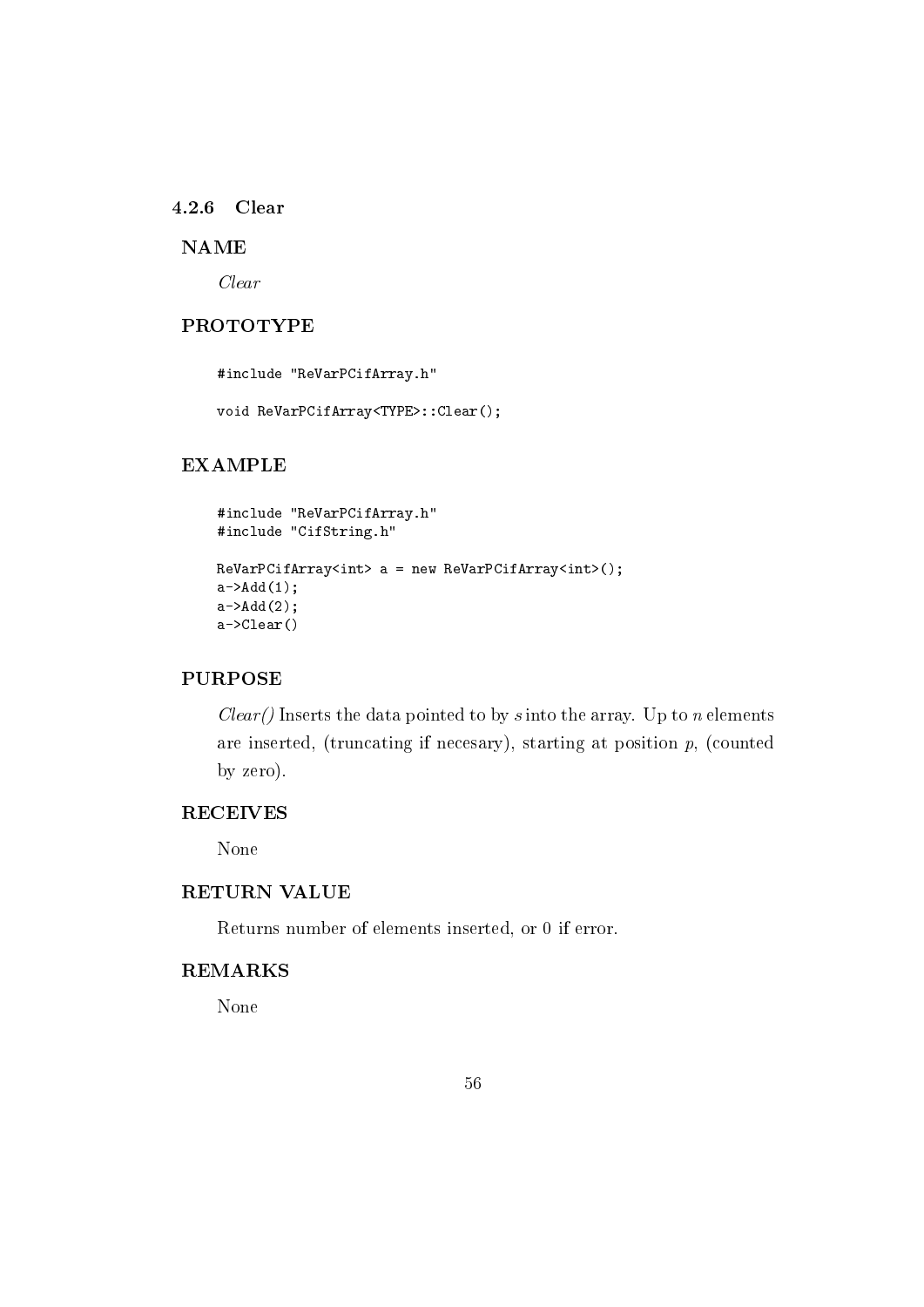### 4.2.6 Clear

**NAME**

*Clear*

**PROTOTYPE**

```
#include "ReVarPCifArray.h"

void ReVarPCifArray<TYPE>::Clear();
```

**EXAMPLE**

```
#include "ReVarPCifArray.h"
#include "CifString.h"

ReVarPCifArray<int> a = new ReVarPCifArray<int>();
a->Add(1);
a->Add(2);
a->Clear()
```

**PURPOSE**

*Clear()* Inserts the data pointed to by $s$ into the array. Up to $n$ elements are inserted, (truncating if necesary), starting at position $p$, (counted by zero).

**RECEIVES**

None

**RETURN VALUE**

Returns number of elements inserted, or 0 if error.

**REMARKS**

None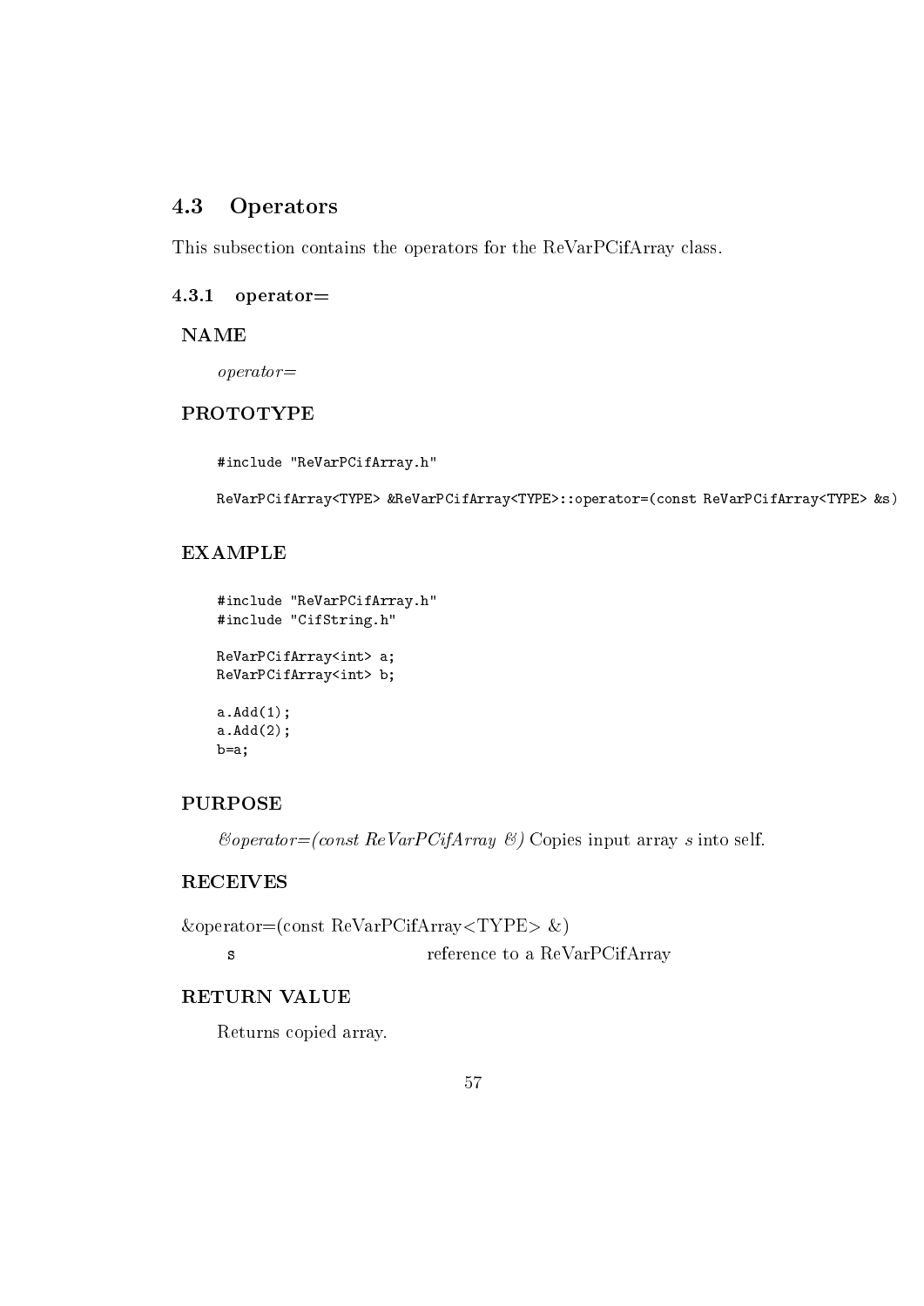## 4.3 Operators

This subsection contains the operators for the ReVarPCifArray class.

### 4.3.1 operator=

#### NAME

*operator=*

#### PROTOTYPE

```
#include "ReVarPCifArray.h"

ReVarPCifArray<TYPE> &ReVarPCifArray<TYPE>::operator=(const ReVarPCifArray<TYPE> &s)
```

#### EXAMPLE

```
#include "ReVarPCifArray.h"
#include "CifString.h"

ReVarPCifArray<int> a;
ReVarPCifArray<int> b;

a.Add(1);
a.Add(2);
b=a;
```

#### PURPOSE

*&operator=(const ReVarPCifArray &)* Copies input array *s* into self.

#### RECEIVES

&operator=(const ReVarPCifArray<TYPE> &)

| | |
|---|---|
| `s` | reference to a ReVarPCifArray |

#### RETURN VALUE

Returns copied array.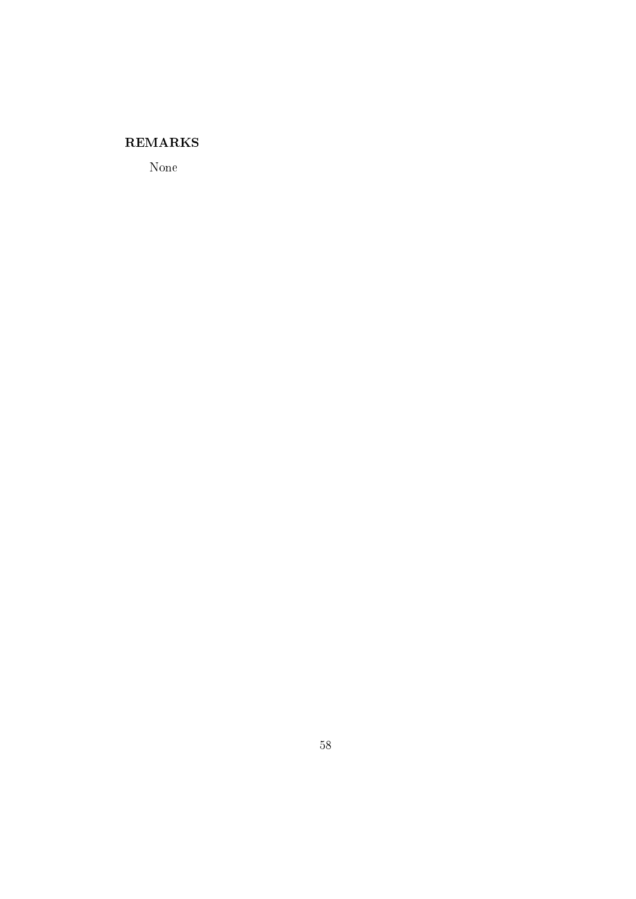## REMARKS

None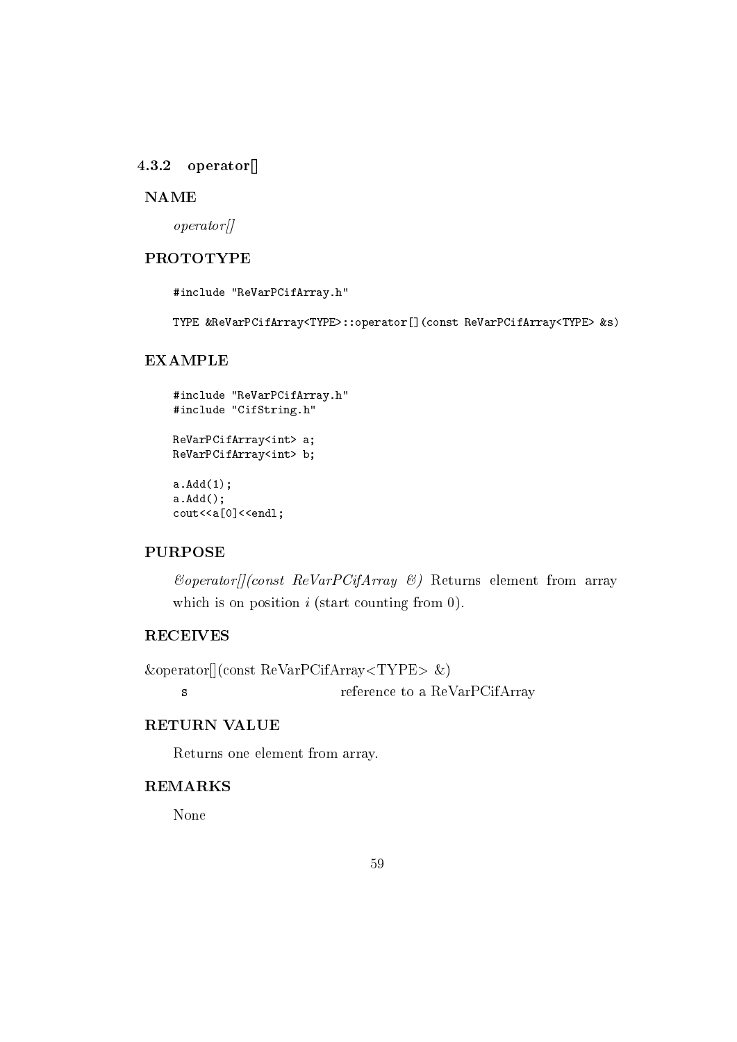### 4.3.2 operator[]

**NAME**

*operator[]*

**PROTOTYPE**

```
#include "ReVarPCifArray.h"

TYPE &ReVarPCifArray<TYPE>::operator[](const ReVarPCifArray<TYPE> &s)
```

**EXAMPLE**

```
#include "ReVarPCifArray.h"
#include "CifString.h"

ReVarPCifArray<int> a;
ReVarPCifArray<int> b;

a.Add(1);
a.Add();
cout<<a[0]<<endl;
```

**PURPOSE**

*&operator[](const ReVarPCifArray &)* Returns element from array which is on position $i$ (start counting from 0).

**RECEIVES**

&operator[](const ReVarPCifArray<TYPE> &)

| | |
|---|---|
| s | reference to a ReVarPCifArray |

**RETURN VALUE**

Returns one element from array.

**REMARKS**

None